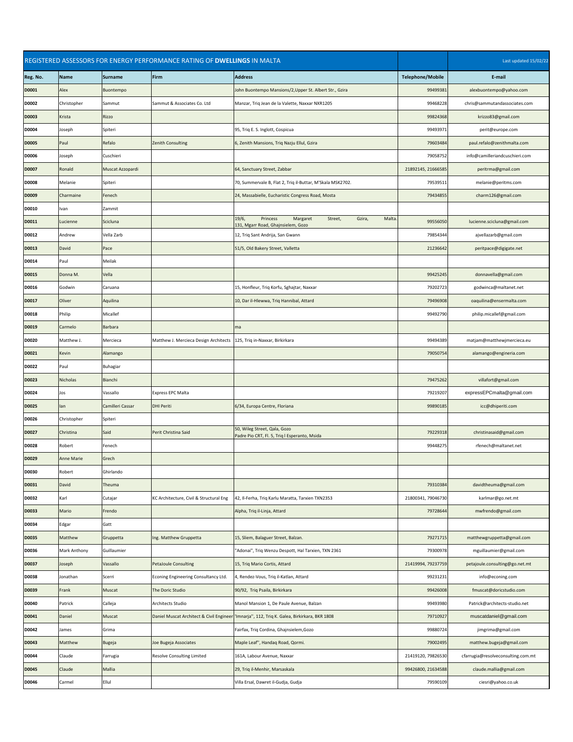| REGISTERED ASSESSORS FOR ENERGY PERFORMANCE RATING OF **DWELLINGS** IN MALTA | | | | | | Last updated 15/02/22 |
|---|---|---|---|---|---|---|
| **Reg. No.** | **Name** | **Surname** | **Firm** | **Address** | **Telephone/Mobile** | **E-mail** |
| D0001 | Alex | Buontempo | | John Buontempo Mansions/2,Upper St. Albert Str., Gzira | 99499381 | alexbuontempo@yahoo.com |
| D0002 | Christopher | Sammut | Sammut & Associates Co. Ltd | Manzar, Triq Jean de la Valette, Naxxar NXR1205 | 99468228 | chris@sammutandassociates.com |
| D0003 | Krista | Rizzo | | | 99824368 | krizzo83@gmail.com |
| D0004 | Joseph | Spiteri | | 95, Triq E. S. Inglott, Cospicua | 99493971 | perit@europe.com |
| D0005 | Paul | Refalo | Zenith Consulting | 6, Zenith Mansions, Triq Nazju Ellul, Gzira | 79603484 | paul.refalo@zenithmalta.com |
| D0006 | Joseph | Cuschieri | | | 79058752 | info@camilleriandcuschieri.com |
| D0007 | Ronald | Muscat Azzopardi | | 64, Sanctuary Street, Zabbar | 21892145, 21666585 | peritrma@gmail.com |
| D0008 | Melanie | Spiteri | | 70, Summervale B, Flat 2, Triq il-Buttar, M'Skala MSK2702. | 79539511 | melanie@peritms.com |
| D0009 | Charmaine | Fenech | | 24, Massabielle, Eucharistic Congress Road, Mosta | 79434855 | charm126@gmail.com |
| D0010 | Ivan | Zammit | | | | |
| D0011 | Lucienne | Scicluna | | 19/6, Princess Margaret Street, Gzira, Malta. 131, Mgarr Road, Ghajnsielem, Gozo | 99556050 | lucienne.scicluna@gmail.com |
| D0012 | Andrew | Vella Zarb | | 12, Triq Sant Andrija, San Gwann | 79854344 | ajvellazarb@gmail.com |
| D0013 | David | Pace | | 51/5, Old Bakery Street, Valletta | 21236642 | peritpace@digigate.net |
| D0014 | Paul | Meilak | | | | |
| D0015 | Donna M. | Vella | | | 99425245 | donnavella@gmail.com |
| D0016 | Godwin | Caruana | | 15, Honfleur, Triq Korfu, Sghajtar, Naxxar | 79202723 | godwinca@maltanet.net |
| D0017 | Oliver | Aquilina | | 10, Dar il-Hlewwa, Triq Hannibal, Attard | 79496908 | oaquilina@ensermalta.com |
| D0018 | Philip | Micallef | | | 99492790 | philip.micallef@gmail.com |
| D0019 | Carmelo | Barbara | | ma | | |
| D0020 | Matthew J. | Mercieca | Matthew J. Mercieca Design Architects | 125, Triq in-Naxxar, Birkirkara | 99494389 | matjam@matthewjmercieca.eu |
| D0021 | Kevin | Alamango | | | 79050754 | alamango@engineria.com |
| D0022 | Paul | Buhagiar | | | | |
| D0023 | Nicholas | Bianchi | | | 79475262 | villafort@gmail.com |
| D0024 | Jos | Vassallo | Express EPC Malta | | 79219207 | expressEPCmalta@gmail.com |
| D0025 | Ian | Camilleri Cassar | DHI Periti | 6/34, Europa Centre, Floriana | 99890185 | icc@dhiperiti.com |
| D0026 | Christopher | Spiteri | | | | |
| D0027 | Christina | Said | Perit Christina Said | 50, Wileg Street, Qala, Gozo Padre Pio CRT, Fl. 5, Triq l Esperanto, Msida | 79229318 | christinasaid@gmail.com |
| D0028 | Robert | Fenech | | | 99448275 | rfenech@maltanet.net |
| D0029 | Anne Marie | Grech | | | | |
| D0030 | Robert | Ghirlando | | | | |
| D0031 | David | Theuma | | | 79310384 | davidtheuma@gmail.com |
| D0032 | Karl | Cutajar | KC Architecture, Civil & Structural Eng | 42, Il-Ferha, Triq Karlu Maratta, Tarxien TXN2353 | 21800341, 79046730 | karlmar@go.net.mt |
| D0033 | Mario | Frendo | | Alpha, Triq il-Linja, Attard | 79728644 | mwfrendo@gmail.com |
| D0034 | Edgar | Gatt | | | | |
| D0035 | Matthew | Gruppetta | Ing. Matthew Gruppetta | 15, Sliem, Balaguer Street, Balzan. | 79271715 | matthewgruppetta@gmail.com |
| D0036 | Mark Anthony | Guillaumier | | "Adonai", Triq Wenzu Despott, Hal Tarxien, TXN 2361 | 79300978 | mguillaumier@gmail.com |
| D0037 | Joseph | Vassallo | PetaJoule Consulting | 15, Triq Mario Cortis, Attard | 21419994, 79237759 | petajoule.consulting@go.net.mt |
| D0038 | Jonathan | Scerri | Econing Engineering Consultancy Ltd. | 4, Rendez-Vous, Triq il-Katlan, Attard | 99231231 | info@econing.com |
| D0039 | Frank | Muscat | The Doric Studio | 90/92, Triq Psaila, Birkirkara | 99426008 | fmuscat@doricstudio.com |
| D0040 | Patrick | Calleja | Architects Studio | Manol Mansion 1, De Paule Avenue, Balzan | 99493980 | Patrick@architects-studio.net |
| D0041 | Daniel | Muscat | Daniel Muscat Architect & Civil Engineer | 'Imnarja'', 112, Triq K. Galea, Birkirkara, BKR 1808 | 79710927 | muscatdaniel@gmail.com |
| D0042 | James | Grima | | Fairfax, Triq Cordina, Ghajnsielem,Gozo | 99880724 | jimgrima@gmail.com |
| D0043 | Matthew | Bugeja | Joe Bugeja Associates | Maple Leaf'', Handaq Road, Qormi. | 79002495 | matthew.bugeja@gmail.com |
| D0044 | Claude | Farrugia | Resolve Consulting Limited | 161A, Labour Avenue, Naxxar | 21419120, 79826530 | cfarrugia@resolveconsulting.com.mt |
| D0045 | Claude | Mallia | | 29, Triq il-Menhir, Marsaskala | 99426800, 21634588 | claude.mallia@gmail.com |
| D0046 | Carmel | Ellul | | Villa Ersal, Dawret il-Gudja, Gudja | 79590109 | ciesri@yahoo.co.uk |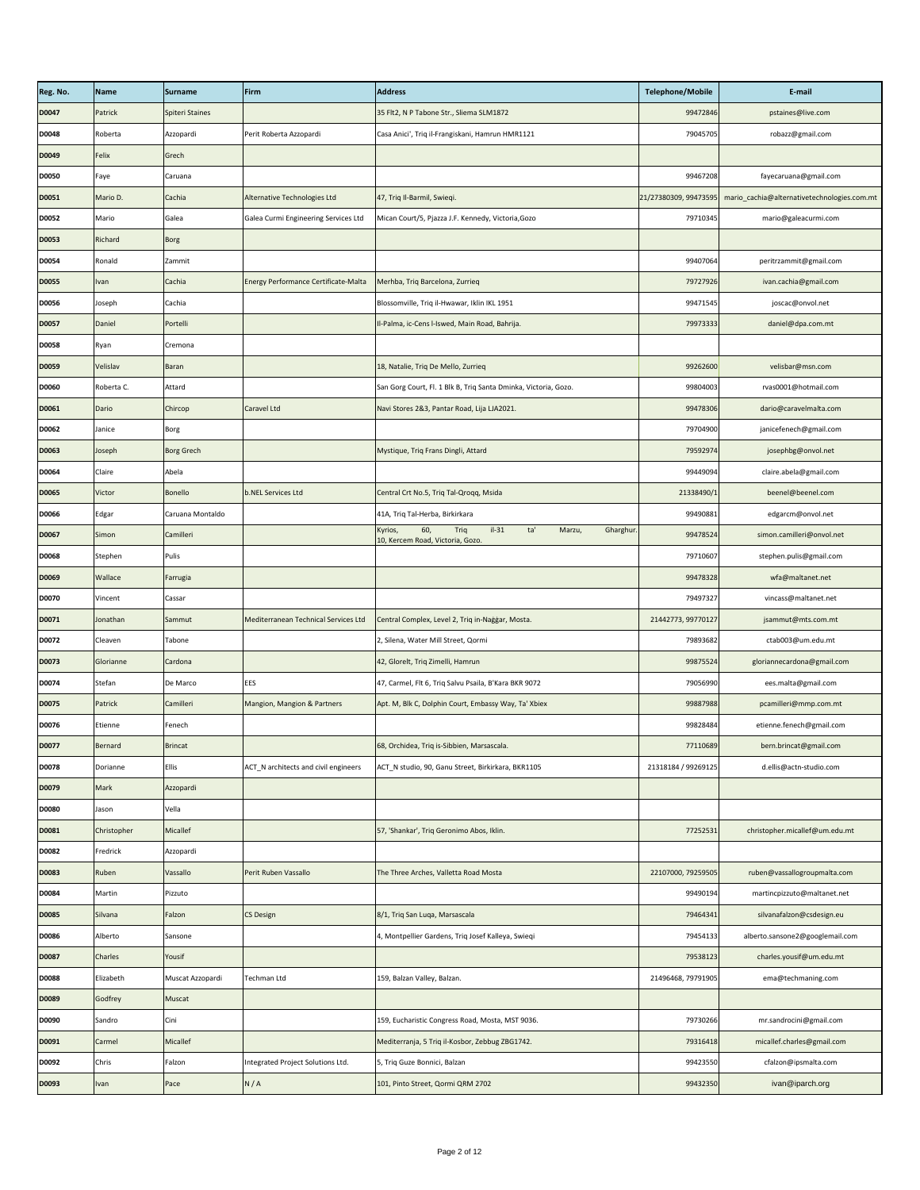| Reg. No. | Name | Surname | Firm | Address | Telephone/Mobile | E-mail |
|---|---|---|---|---|---|---|
| D0047 | Patrick | Spiteri Staines | | 35 Flt2, N P Tabone Str., Sliema SLM1872 | 99472846 | pstaines@live.com |
| D0048 | Roberta | Azzopardi | Perit Roberta Azzopardi | Casa Anici', Triq il-Frangiskani, Hamrun HMR1121 | 79045705 | robazz@gmail.com |
| D0049 | Felix | Grech | | | | |
| D0050 | Faye | Caruana | | | 99467208 | fayecaruana@gmail.com |
| D0051 | Mario D. | Cachia | Alternative Technologies Ltd | 47, Triq Il-Barmil, Swieqi. | 21/27380309, 99473595 | mario_cachia@alternativetechnologies.com.mt |
| D0052 | Mario | Galea | Galea Curmi Engineering Services Ltd | Mican Court/5, Pjazza J.F. Kennedy, Victoria,Gozo | 79710345 | mario@galeacurmi.com |
| D0053 | Richard | Borg | | | | |
| D0054 | Ronald | Zammit | | | 99407064 | peritrzammit@gmail.com |
| D0055 | Ivan | Cachia | Energy Performance Certificate-Malta | Merhba, Triq Barcelona, Zurrieq | 79727926 | ivan.cachia@gmail.com |
| D0056 | Joseph | Cachia | | Blossomville, Triq il-Hwawar, Iklin IKL 1951 | 99471545 | joscac@onvol.net |
| D0057 | Daniel | Portelli | | Il-Palma, ic-Cens l-Iswed, Main Road, Bahrija. | 79973333 | daniel@dpa.com.mt |
| D0058 | Ryan | Cremona | | | | |
| D0059 | Velislav | Baran | | 18, Natalie, Triq De Mello, Zurrieq | 99262600 | velisbar@msn.com |
| D0060 | Roberta C. | Attard | | San Gorg Court, Fl. 1 Blk B, Triq Santa Dminka, Victoria, Gozo. | 99804003 | rvas0001@hotmail.com |
| D0061 | Dario | Chircop | Caravel Ltd | Navi Stores 2&3, Pantar Road, Lija LJA2021. | 99478306 | dario@caravelmalta.com |
| D0062 | Janice | Borg | | | 79704900 | janicefenech@gmail.com |
| D0063 | Joseph | Borg Grech | | Mystique, Triq Frans Dingli, Attard | 79592974 | josephbg@onvol.net |
| D0064 | Claire | Abela | | | 99449094 | claire.abela@gmail.com |
| D0065 | Victor | Bonello | b.NEL Services Ltd | Central Crt No.5, Triq Tal-Qroqq, Msida | 21338490/1 | beenel@beenel.com |
| D0066 | Edgar | Caruana Montaldo | | 41A, Triq Tal-Herba, Birkirkara | 99490881 | edgarcm@onvol.net |
| D0067 | Simon | Camilleri | | Kyrios, 60, Triq il-31 ta' Marzu, Gharghur. 10, Kercem Road, Victoria, Gozo. | 99478524 | simon.camilleri@onvol.net |
| D0068 | Stephen | Pulis | | | 79710607 | stephen.pulis@gmail.com |
| D0069 | Wallace | Farrugia | | | 99478328 | wfa@maltanet.net |
| D0070 | Vincent | Cassar | | | 79497327 | vincass@maltanet.net |
| D0071 | Jonathan | Sammut | Mediterranean Technical Services Ltd | Central Complex, Level 2, Triq in-Naġġar, Mosta. | 21442773, 99770127 | jsammut@mts.com.mt |
| D0072 | Cleaven | Tabone | | 2, Silena, Water Mill Street, Qormi | 79893682 | ctab003@um.edu.mt |
| D0073 | Glorianne | Cardona | | 42, Glorelt, Triq Zimelli, Hamrun | 99875524 | gloriannecardona@gmail.com |
| D0074 | Stefan | De Marco | EES | 47, Carmel, Flt 6, Triq Salvu Psaila, B'Kara BKR 9072 | 79056990 | ees.malta@gmail.com |
| D0075 | Patrick | Camilleri | Mangion, Mangion & Partners | Apt. M, Blk C, Dolphin Court, Embassy Way, Ta' Xbiex | 99887988 | pcamilleri@mmp.com.mt |
| D0076 | Etienne | Fenech | | | 99828484 | etienne.fenech@gmail.com |
| D0077 | Bernard | Brincat | | 68, Orchidea, Triq is-Sibbien, Marsascala. | 77110689 | bern.brincat@gmail.com |
| D0078 | Dorianne | Ellis | ACT_N architects and civil engineers | ACT_N studio, 90, Ganu Street, Birkirkara, BKR1105 | 21318184 / 99269125 | d.ellis@actn-studio.com |
| D0079 | Mark | Azzopardi | | | | |
| D0080 | Jason | Vella | | | | |
| D0081 | Christopher | Micallef | | 57, 'Shankar', Triq Geronimo Abos, Iklin. | 77252531 | christopher.micallef@um.edu.mt |
| D0082 | Fredrick | Azzopardi | | | | |
| D0083 | Ruben | Vassallo | Perit Ruben Vassallo | The Three Arches, Valletta Road Mosta | 22107000, 79259505 | ruben@vassallogroupmalta.com |
| D0084 | Martin | Pizzuto | | | 99490194 | martincpizzuto@maltanet.net |
| D0085 | Silvana | Falzon | CS Design | 8/1, Triq San Luqa, Marsascala | 79464341 | silvanafalzon@csdesign.eu |
| D0086 | Alberto | Sansone | | 4, Montpellier Gardens, Triq Josef Kalleya, Swieqi | 79454133 | alberto.sansone2@googlemail.com |
| D0087 | Charles | Yousif | | | 79538123 | charles.yousif@um.edu.mt |
| D0088 | Elizabeth | Muscat Azzopardi | Techman Ltd | 159, Balzan Valley, Balzan. | 21496468, 79791905 | ema@techmaning.com |
| D0089 | Godfrey | Muscat | | | | |
| D0090 | Sandro | Cini | | 159, Eucharistic Congress Road, Mosta, MST 9036. | 79730266 | mr.sandrocini@gmail.com |
| D0091 | Carmel | Micallef | | Mediterranja, 5 Triq il-Kosbor, Zebbug ZBG1742. | 79316418 | micallef.charles@gmail.com |
| D0092 | Chris | Falzon | Integrated Project Solutions Ltd. | 5, Triq Guze Bonnici, Balzan | 99423550 | cfalzon@ipsmalta.com |
| D0093 | Ivan | Pace | N / A | 101, Pinto Street, Qormi QRM 2702 | 99432350 | ivan@iparch.org |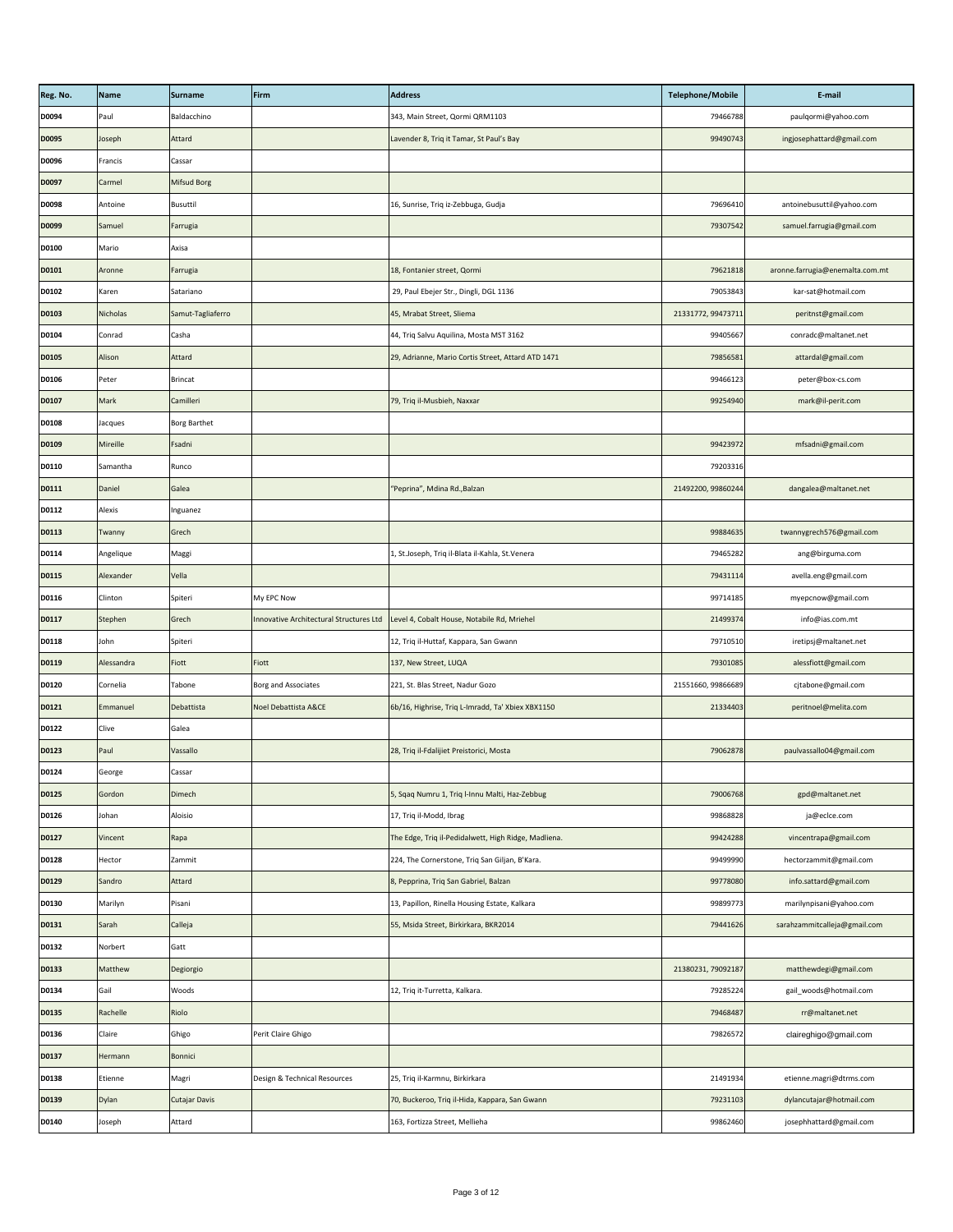| Reg. No. | Name | Surname | Firm | Address | Telephone/Mobile | E-mail |
| --- | --- | --- | --- | --- | --- | --- |
| D0094 | Paul | Baldacchino | | 343, Main Street, Qormi QRM1103 | 79466788 | paulqormi@yahoo.com |
| D0095 | Joseph | Attard | | Lavender 8, Triq it Tamar, St Paul's Bay | 99490743 | ingjosephattard@gmail.com |
| D0096 | Francis | Cassar | | | | |
| D0097 | Carmel | Mifsud Borg | | | | |
| D0098 | Antoine | Busuttil | | 16, Sunrise, Triq iz-Zebbuga, Gudja | 79696410 | antoinebusuttil@yahoo.com |
| D0099 | Samuel | Farrugia | | | 79307542 | samuel.farrugia@gmail.com |
| D0100 | Mario | Axisa | | | | |
| D0101 | Aronne | Farrugia | | 18, Fontanier street, Qormi | 79621818 | aronne.farrugia@enemalta.com.mt |
| D0102 | Karen | Satariano | | 29, Paul Ebejer Str., Dingli, DGL 1136 | 79053843 | kar-sat@hotmail.com |
| D0103 | Nicholas | Samut-Tagliaferro | | 45, Mrabat Street, Sliema | 21331772, 99473711 | peritnst@gmail.com |
| D0104 | Conrad | Casha | | 44, Triq Salvu Aquilina, Mosta MST 3162 | 99405667 | conradc@maltanet.net |
| D0105 | Alison | Attard | | 29, Adrianne, Mario Cortis Street, Attard ATD 1471 | 79856581 | attardal@gmail.com |
| D0106 | Peter | Brincat | | | 99466123 | peter@box-cs.com |
| D0107 | Mark | Camilleri | | 79, Triq il-Musbieh, Naxxar | 99254940 | mark@il-perit.com |
| D0108 | Jacques | Borg Barthet | | | | |
| D0109 | Mireille | Fsadni | | | 99423972 | mfsadni@gmail.com |
| D0110 | Samantha | Runco | | | 79203316 | |
| D0111 | Daniel | Galea | | "Peprina", Mdina Rd.,Balzan | 21492200, 99860244 | dangalea@maltanet.net |
| D0112 | Alexis | Inguanez | | | | |
| D0113 | Twanny | Grech | | | 99884635 | twannygrech576@gmail.com |
| D0114 | Angelique | Maggi | | 1, St.Joseph, Triq il-Blata il-Kahla, St.Venera | 79465282 | ang@birguma.com |
| D0115 | Alexander | Vella | | | 79431114 | avella.eng@gmail.com |
| D0116 | Clinton | Spiteri | My EPC Now | | 99714185 | myepcnow@gmail.com |
| D0117 | Stephen | Grech | Innovative Architectural Structures Ltd | Level 4, Cobalt House, Notabile Rd, Mriehel | 21499374 | info@ias.com.mt |
| D0118 | John | Spiteri | | 12, Triq il-Huttaf, Kappara, San Gwann | 79710510 | iretipsj@maltanet.net |
| D0119 | Alessandra | Fiott | Fiott | 137, New Street, LUQA | 79301085 | alessfiott@gmail.com |
| D0120 | Cornelia | Tabone | Borg and Associates | 221, St. Blas Street, Nadur Gozo | 21551660, 99866689 | cjtabone@gmail.com |
| D0121 | Emmanuel | Debattista | Noel Debattista A&CE | 6b/16, Highrise, Triq L-Imradd, Ta' Xbiex XBX1150 | 21334403 | peritnoel@melita.com |
| D0122 | Clive | Galea | | | | |
| D0123 | Paul | Vassallo | | 28, Triq il-Fdalijiet Preistorici, Mosta | 79062878 | paulvassallo04@gmail.com |
| D0124 | George | Cassar | | | | |
| D0125 | Gordon | Dimech | | 5, Sqaq Numru 1, Triq l-Innu Malti, Haz-Zebbug | 79006768 | gpd@maltanet.net |
| D0126 | Johan | Aloisio | | 17, Triq il-Modd, Ibrag | 99868828 | ja@eclce.com |
| D0127 | Vincent | Rapa | | The Edge, Triq il-Pedidalwett, High Ridge, Madliena. | 99424288 | vincentrapa@gmail.com |
| D0128 | Hector | Zammit | | 224, The Cornerstone, Triq San Giljan, B'Kara. | 99499990 | hectorzammit@gmail.com |
| D0129 | Sandro | Attard | | 8, Pepprina, Triq San Gabriel, Balzan | 99778080 | info.sattard@gmail.com |
| D0130 | Marilyn | Pisani | | 13, Papillon, Rinella Housing Estate, Kalkara | 99899773 | marilynpisani@yahoo.com |
| D0131 | Sarah | Calleja | | 55, Msida Street, Birkirkara, BKR2014 | 79441626 | sarahzammitcalleja@gmail.com |
| D0132 | Norbert | Gatt | | | | |
| D0133 | Matthew | Degiorgio | | | 21380231, 79092187 | matthewdegi@gmail.com |
| D0134 | Gail | Woods | | 12, Triq it-Turretta, Kalkara. | 79285224 | gail_woods@hotmail.com |
| D0135 | Rachelle | Riolo | | | 79468487 | rr@maltanet.net |
| D0136 | Claire | Ghigo | Perit Claire Ghigo | | 79826572 | claireghigo@gmail.com |
| D0137 | Hermann | Bonnici | | | | |
| D0138 | Etienne | Magri | Design & Technical Resources | 25, Triq il-Karmnu, Birkirkara | 21491934 | etienne.magri@dtrms.com |
| D0139 | Dylan | Cutajar Davis | | 70, Buckeroo, Triq il-Hida, Kappara, San Gwann | 79231103 | dylancutajar@hotmail.com |
| D0140 | Joseph | Attard | | 163, Fortizza Street, Mellieha | 99862460 | josephhattard@gmail.com |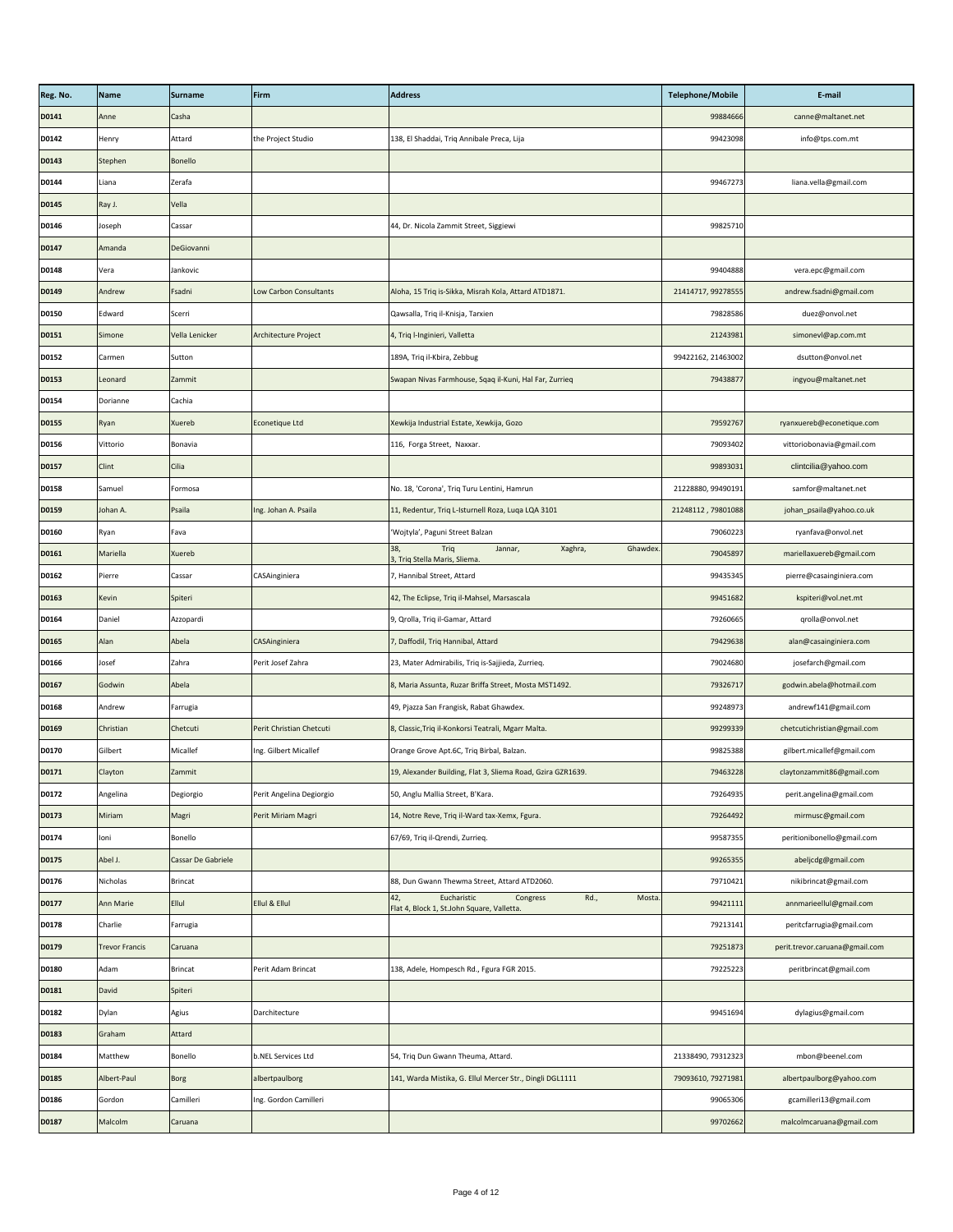| Reg. No. | Name | Surname | Firm | Address | Telephone/Mobile | E-mail |
|---|---|---|---|---|---|---|
| D0141 | Anne | Casha | | | 99884666 | canne@maltanet.net |
| D0142 | Henry | Attard | the Project Studio | 138, El Shaddai, Triq Annibale Preca, Lija | 99423098 | info@tps.com.mt |
| D0143 | Stephen | Bonello | | | | |
| D0144 | Liana | Zerafa | | | 99467273 | liana.vella@gmail.com |
| D0145 | Ray J. | Vella | | | | |
| D0146 | Joseph | Cassar | | 44, Dr. Nicola Zammit Street, Siggiewi | 99825710 | |
| D0147 | Amanda | DeGiovanni | | | | |
| D0148 | Vera | Jankovic | | | 99404888 | vera.epc@gmail.com |
| D0149 | Andrew | Fsadni | Low Carbon Consultants | Aloha, 15 Triq is-Sikka, Misrah Kola, Attard ATD1871. | 21414717, 99278555 | andrew.fsadni@gmail.com |
| D0150 | Edward | Scerri | | Qawsalla, Triq il-Knisja, Tarxien | 79828586 | duez@onvol.net |
| D0151 | Simone | Vella Lenicker | Architecture Project | 4, Triq l-Inginieri, Valletta | 21243981 | simonevl@ap.com.mt |
| D0152 | Carmen | Sutton | | 189A, Triq il-Kbira, Zebbug | 99422162, 21463002 | dsutton@onvol.net |
| D0153 | Leonard | Zammit | | Swapan Nivas Farmhouse, Sqaq il-Kuni, Hal Far, Zurrieq | 79438877 | ingyou@maltanet.net |
| D0154 | Dorianne | Cachia | | | | |
| D0155 | Ryan | Xuereb | Econetique Ltd | Xewkija Industrial Estate, Xewkija, Gozo | 79592767 | ryanxuereb@econetique.com |
| D0156 | Vittorio | Bonavia | | 116, Forga Street, Naxxar. | 79093402 | vittoriobonavia@gmail.com |
| D0157 | Clint | Cilia | | | 99893031 | clintcilia@yahoo.com |
| D0158 | Samuel | Formosa | | No. 18, 'Corona', Triq Turu Lentini, Hamrun | 21228880, 99490191 | samfor@maltanet.net |
| D0159 | Johan A. | Psaila | Ing. Johan A. Psaila | 11, Redentur, Triq L-Isturnell Roza, Luqa LQA 3101 | 21248112 , 79801088 | johan_psaila@yahoo.co.uk |
| D0160 | Ryan | Fava | | 'Wojtyla', Paguni Street Balzan | 79060223 | ryanfava@onvol.net |
| D0161 | Mariella | Xuereb | | 38, Triq Jannar, Xaghra, Ghawdex. 3, Triq Stella Maris, Sliema. | 79045897 | mariellaxuereb@gmail.com |
| D0162 | Pierre | Cassar | CASAinginiera | 7, Hannibal Street, Attard | 99435345 | pierre@casainginiera.com |
| D0163 | Kevin | Spiteri | | 42, The Eclipse, Triq il-Mahsel, Marsascala | 99451682 | kspiteri@vol.net.mt |
| D0164 | Daniel | Azzopardi | | 9, Qrolla, Triq il-Gamar, Attard | 79260665 | qrolla@onvol.net |
| D0165 | Alan | Abela | CASAinginiera | 7, Daffodil, Triq Hannibal, Attard | 79429638 | alan@casainginiera.com |
| D0166 | Josef | Zahra | Perit Josef Zahra | 23, Mater Admirabilis, Triq is-Sajjieda, Zurrieq. | 79024680 | josefarch@gmail.com |
| D0167 | Godwin | Abela | | 8, Maria Assunta, Ruzar Briffa Street, Mosta MST1492. | 79326717 | godwin.abela@hotmail.com |
| D0168 | Andrew | Farrugia | | 49, Pjazza San Frangisk, Rabat Ghawdex. | 99248973 | andrewf141@gmail.com |
| D0169 | Christian | Chetcuti | Perit Christian Chetcuti | 8, Classic,Triq il-Konkorsi Teatrali, Mgarr Malta. | 99299339 | chetcutichristian@gmail.com |
| D0170 | Gilbert | Micallef | Ing. Gilbert Micallef | Orange Grove Apt.6C, Triq Birbal, Balzan. | 99825388 | gilbert.micallef@gmail.com |
| D0171 | Clayton | Zammit | | 19, Alexander Building, Flat 3, Sliema Road, Gzira GZR1639. | 79463228 | claytonzammit86@gmail.com |
| D0172 | Angelina | Degiorgio | Perit Angelina Degiorgio | 50, Anglu Mallia Street, B'Kara. | 79264935 | perit.angelina@gmail.com |
| D0173 | Miriam | Magri | Perit Miriam Magri | 14, Notre Reve, Triq il-Ward tax-Xemx, Fgura. | 79264492 | mirmusc@gmail.com |
| D0174 | Ioni | Bonello | | 67/69, Triq il-Qrendi, Zurrieq. | 99587355 | peritionibonello@gmail.com |
| D0175 | Abel J. | Cassar De Gabriele | | | 99265355 | abeljcdg@gmail.com |
| D0176 | Nicholas | Brincat | | 88, Dun Gwann Thewma Street, Attard ATD2060. | 79710421 | nikibrincat@gmail.com |
| D0177 | Ann Marie | Ellul | Ellul & Ellul | 42, Eucharistic Congress Rd., Mosta. Flat 4, Block 1, St.John Square, Valletta. | 99421111 | annmarieellul@gmail.com |
| D0178 | Charlie | Farrugia | | | 79213141 | peritcfarrugia@gmail.com |
| D0179 | Trevor Francis | Caruana | | | 79251873 | perit.trevor.caruana@gmail.com |
| D0180 | Adam | Brincat | Perit Adam Brincat | 138, Adele, Hompesch Rd., Fgura FGR 2015. | 79225223 | peritbrincat@gmail.com |
| D0181 | David | Spiteri | | | | |
| D0182 | Dylan | Agius | Darchitecture | | 99451694 | dylagius@gmail.com |
| D0183 | Graham | Attard | | | | |
| D0184 | Matthew | Bonello | b.NEL Services Ltd | 54, Triq Dun Gwann Theuma, Attard. | 21338490, 79312323 | mbon@beenel.com |
| D0185 | Albert-Paul | Borg | albertpaulborg | 141, Warda Mistika, G. Ellul Mercer Str., Dingli DGL1111 | 79093610, 79271981 | albertpaulborg@yahoo.com |
| D0186 | Gordon | Camilleri | Ing. Gordon Camilleri | | 99065306 | gcamilleri13@gmail.com |
| D0187 | Malcolm | Caruana | | | 99702662 | malcolmcaruana@gmail.com |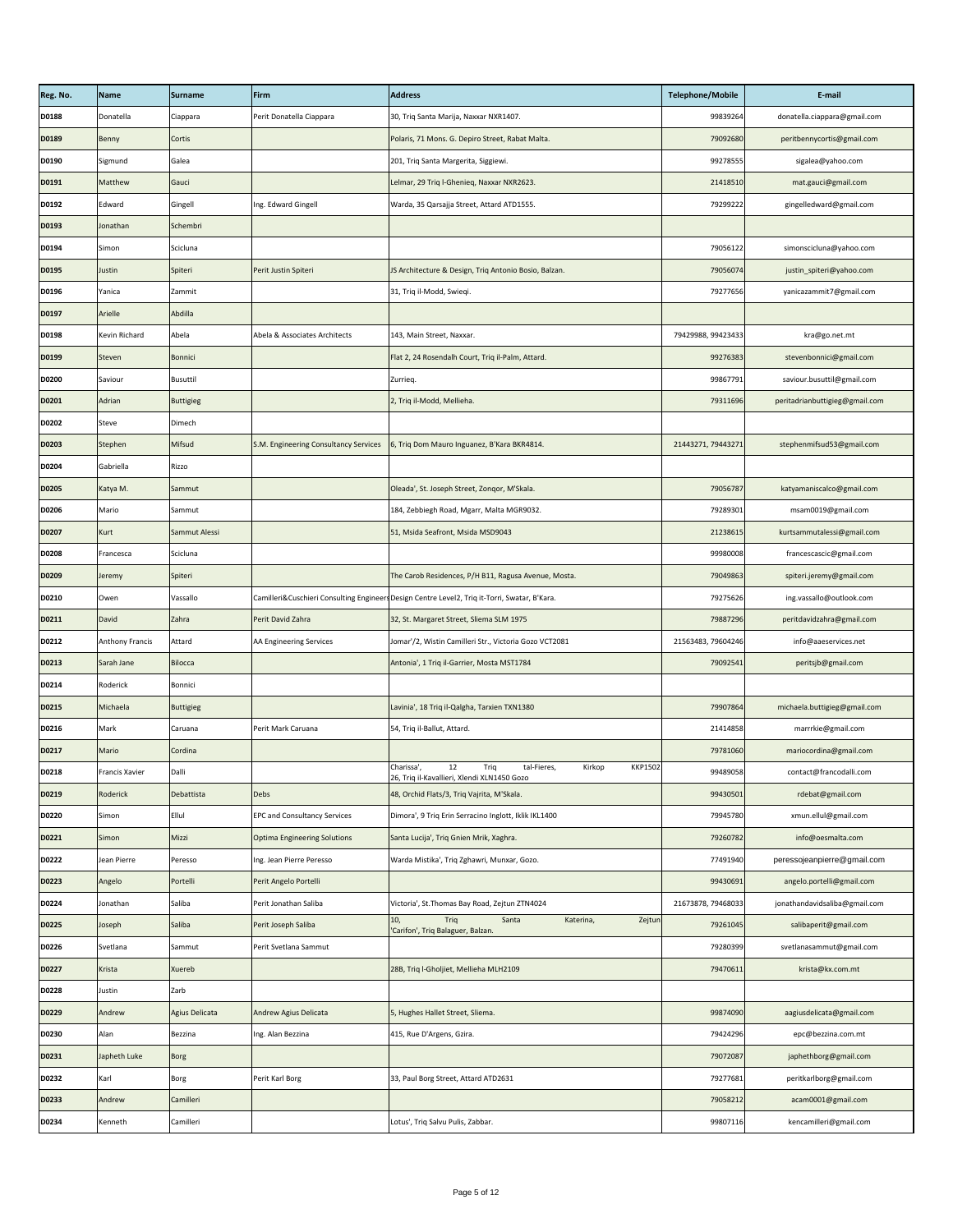| Reg. No. | Name | Surname | Firm | Address | Telephone/Mobile | E-mail |
|---|---|---|---|---|---|---|
| D0188 | Donatella | Ciappara | Perit Donatella Ciappara | 30, Triq Santa Marija, Naxxar NXR1407. | 99839264 | donatella.ciappara@gmail.com |
| D0189 | Benny | Cortis | | Polaris, 71 Mons. G. Depiro Street, Rabat Malta. | 79092680 | peritbennycortis@gmail.com |
| D0190 | Sigmund | Galea | | 201, Triq Santa Margerita, Siggiewi. | 99278555 | sigalea@yahoo.com |
| D0191 | Matthew | Gauci | | Lelmar, 29 Triq l-Ghenieq, Naxxar NXR2623. | 21418510 | mat.gauci@gmail.com |
| D0192 | Edward | Gingell | Ing. Edward Gingell | Warda, 35 Qarsajja Street, Attard ATD1555. | 79299222 | gingelledward@gmail.com |
| D0193 | Jonathan | Schembri | | | | |
| D0194 | Simon | Scicluna | | | 79056122 | simonscicluna@yahoo.com |
| D0195 | Justin | Spiteri | Perit Justin Spiteri | JS Architecture & Design, Triq Antonio Bosio, Balzan. | 79056074 | justin_spiteri@yahoo.com |
| D0196 | Yanica | Zammit | | 31, Triq il-Modd, Swieqi. | 79277656 | yanicazammit7@gmail.com |
| D0197 | Arielle | Abdilla | | | | |
| D0198 | Kevin Richard | Abela | Abela & Associates Architects | 143, Main Street, Naxxar. | 79429988, 99423433 | kra@go.net.mt |
| D0199 | Steven | Bonnici | | Flat 2, 24 Rosendalh Court, Triq il-Palm, Attard. | 99276383 | stevenbonnici@gmail.com |
| D0200 | Saviour | Busuttil | | Zurrieq. | 99867791 | saviour.busuttil@gmail.com |
| D0201 | Adrian | Buttigieg | | 2, Triq il-Modd, Mellieha. | 79311696 | peritadrianbuttigieg@gmail.com |
| D0202 | Steve | Dimech | | | | |
| D0203 | Stephen | Mifsud | S.M. Engineering Consultancy Services | 6, Triq Dom Mauro Inguanez, B'Kara BKR4814. | 21443271, 79443271 | stephenmifsud53@gmail.com |
| D0204 | Gabriella | Rizzo | | | | |
| D0205 | Katya M. | Sammut | | Oleada', St. Joseph Street, Zonqor, M'Skala. | 79056787 | katyamaniscalco@gmail.com |
| D0206 | Mario | Sammut | | 184, Zebbiegh Road, Mgarr, Malta MGR9032. | 79289301 | msam0019@gmail.com |
| D0207 | Kurt | Sammut Alessi | | 51, Msida Seafront, Msida MSD9043 | 21238615 | kurtsammutalessi@gmail.com |
| D0208 | Francesca | Scicluna | | | 99980008 | francescascic@gmail.com |
| D0209 | Jeremy | Spiteri | | The Carob Residences, P/H B11, Ragusa Avenue, Mosta. | 79049863 | spiteri.jeremy@gmail.com |
| D0210 | Owen | Vassallo | Camilleri&Cuschieri Consulting Engineers | Design Centre Level2, Triq it-Torri, Swatar, B'Kara. | 79275626 | ing.vassallo@outlook.com |
| D0211 | David | Zahra | Perit David Zahra | 32, St. Margaret Street, Sliema SLM 1975 | 79887296 | peritdavidzahra@gmail.com |
| D0212 | Anthony Francis | Attard | AA Engineering Services | Jomar'/2, Wistin Camilleri Str., Victoria Gozo VCT2081 | 21563483, 79604246 | info@aaeservices.net |
| D0213 | Sarah Jane | Bilocca | | Antonia', 1 Triq il-Garrier, Mosta MST1784 | 79092541 | peritsjb@gmail.com |
| D0214 | Roderick | Bonnici | | | | |
| D0215 | Michaela | Buttigieg | | Lavinia', 18 Triq il-Qalgha, Tarxien TXN1380 | 79907864 | michaela.buttigieg@gmail.com |
| D0216 | Mark | Caruana | Perit Mark Caruana | 54, Triq il-Ballut, Attard. | 21414858 | marrrkie@gmail.com |
| D0217 | Mario | Cordina | | | 79781060 | mariocordina@gmail.com |
| D0218 | Francis Xavier | Dalli | | Charissa', 12 Triq tal-Fieres, Kirkop KKP1502 26, Triq il-Kavallieri, Xlendi XLN1450 Gozo | 99489058 | contact@francodalli.com |
| D0219 | Roderick | Debattista | Debs | 48, Orchid Flats/3, Triq Vajrita, M'Skala. | 99430501 | rdebat@gmail.com |
| D0220 | Simon | Ellul | EPC and Consultancy Services | Dimora', 9 Triq Erin Serracino Inglott, Iklik IKL1400 | 79945780 | xmun.ellul@gmail.com |
| D0221 | Simon | Mizzi | Optima Engineering Solutions | Santa Lucija', Triq Gnien Mrik, Xaghra. | 79260782 | info@oesmalta.com |
| D0222 | Jean Pierre | Peresso | Ing. Jean Pierre Peresso | Warda Mistika', Triq Zghawri, Munxar, Gozo. | 77491940 | peressojeanpierre@gmail.com |
| D0223 | Angelo | Portelli | Perit Angelo Portelli | | 99430691 | angelo.portelli@gmail.com |
| D0224 | Jonathan | Saliba | Perit Jonathan Saliba | Victoria', St.Thomas Bay Road, Zejtun ZTN4024 | 21673878, 79468033 | jonathandavidsaliba@gmail.com |
| D0225 | Joseph | Saliba | Perit Joseph Saliba | 10, Triq Santa Katerina, Zejtun 'Carifon', Triq Balaguer, Balzan. | 79261045 | salibaperit@gmail.com |
| D0226 | Svetlana | Sammut | Perit Svetlana Sammut | | 79280399 | svetlanasammut@gmail.com |
| D0227 | Krista | Xuereb | | 28B, Triq l-Gholjiet, Mellieha MLH2109 | 79470611 | krista@kx.com.mt |
| D0228 | Justin | Zarb | | | | |
| D0229 | Andrew | Agius Delicata | Andrew Agius Delicata | 5, Hughes Hallet Street, Sliema. | 99874090 | aagiusdelicata@gmail.com |
| D0230 | Alan | Bezzina | Ing. Alan Bezzina | 415, Rue D'Argens, Gzira. | 79424296 | epc@bezzina.com.mt |
| D0231 | Japheth Luke | Borg | | | 79072087 | japhethborg@gmail.com |
| D0232 | Karl | Borg | Perit Karl Borg | 33, Paul Borg Street, Attard ATD2631 | 79277681 | peritkarlborg@gmail.com |
| D0233 | Andrew | Camilleri | | | 79058212 | acam0001@gmail.com |
| D0234 | Kenneth | Camilleri | | Lotus', Triq Salvu Pulis, Zabbar. | 99807116 | kencamilleri@gmail.com |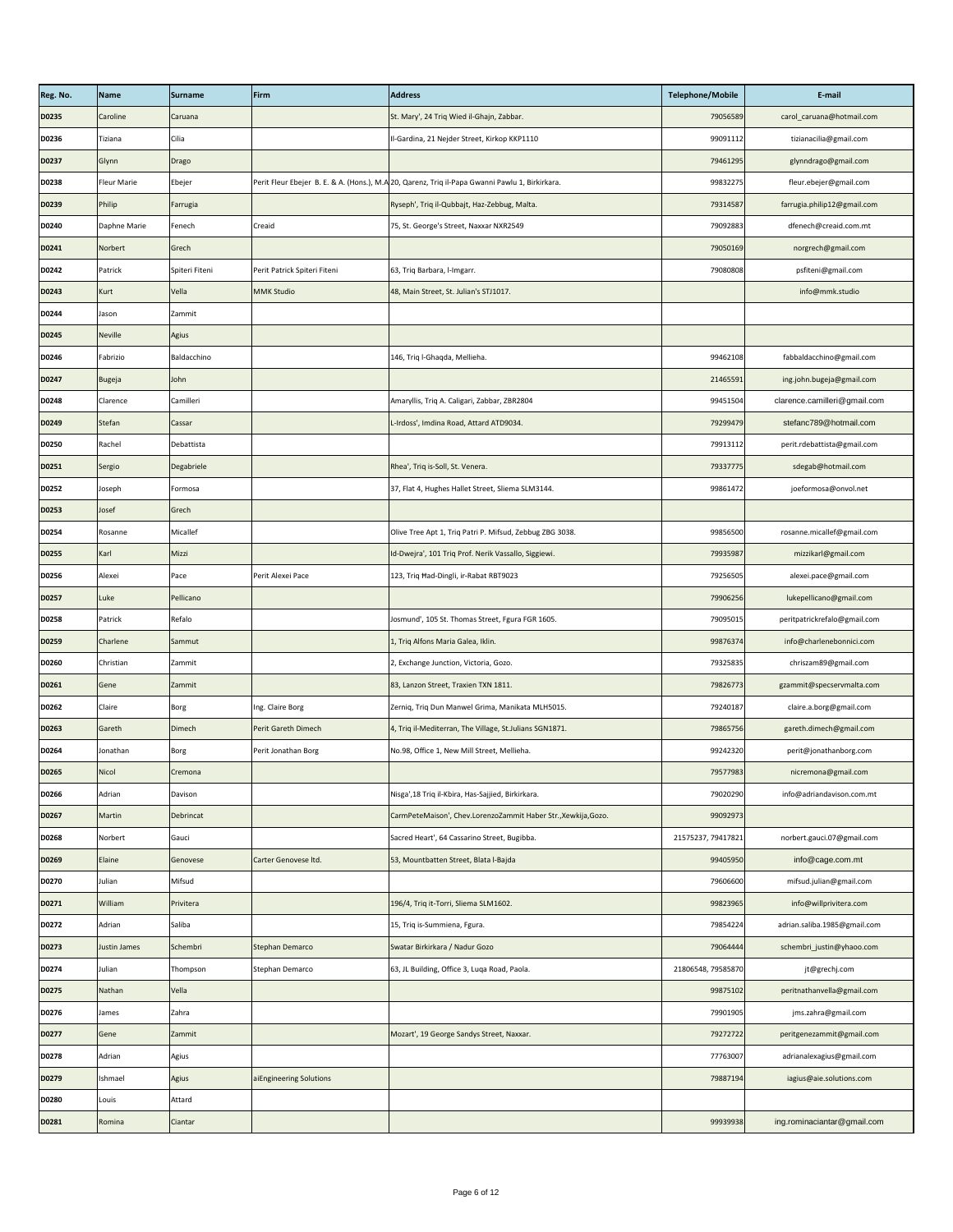| Reg. No. | Name | Surname | Firm | Address | Telephone/Mobile | E-mail |
|---|---|---|---|---|---|---|
| D0235 | Caroline | Caruana | | St. Mary', 24 Triq Wied il-Għajn, Zabbar. | 79056589 | carol_caruana@hotmail.com |
| D0236 | Tiziana | Cilia | | Il-Gardina, 21 Nejder Street, Kirkop KKP1110 | 99091112 | tizianacilia@gmail.com |
| D0237 | Glynn | Drago | | | 79461295 | glynndrago@gmail.com |
| D0238 | Fleur Marie | Ebejer | Perit Fleur Ebejer B. E. & A. (Hons.), M.A | 20, Qarenz, Triq il-Papa Gwanni Pawlu 1, Birkirkara. | 99832275 | fleur.ebejer@gmail.com |
| D0239 | Philip | Farrugia | | Ryseph', Triq il-Qubbajt, Haz-Zebbug, Malta. | 79314587 | farrugia.philip12@gmail.com |
| D0240 | Daphne Marie | Fenech | Creaid | 75, St. George's Street, Naxxar NXR2549 | 79092883 | dfenech@creaid.com.mt |
| D0241 | Norbert | Grech | | | 79050169 | norgrech@gmail.com |
| D0242 | Patrick | Spiteri Fiteni | Perit Patrick Spiteri Fiteni | 63, Triq Barbara, l-Imgarr. | 79080808 | psfiteni@gmail.com |
| D0243 | Kurt | Vella | MMK Studio | 48, Main Street, St. Julian's STJ1017. | | info@mmk.studio |
| D0244 | Jason | Zammit | | | | |
| D0245 | Neville | Agius | | | | |
| D0246 | Fabrizio | Baldacchino | | 146, Triq l-Għaqda, Mellieha. | 99462108 | fabbaldacchino@gmail.com |
| D0247 | Bugeja | John | | | 21465591 | ing.john.bugeja@gmail.com |
| D0248 | Clarence | Camilleri | | Amaryllis, Triq A. Caligari, Zabbar, ZBR2804 | 99451504 | clarence.camilleri@gmail.com |
| D0249 | Stefan | Cassar | | L-Irdoss', Imdina Road, Attard ATD9034. | 79299479 | stefanc789@hotmail.com |
| D0250 | Rachel | Debattista | | | 79913112 | perit.rdebattista@gmail.com |
| D0251 | Sergio | Degabriele | | Rhea', Triq is-Soll, St. Venera. | 79337775 | sdegab@hotmail.com |
| D0252 | Joseph | Formosa | | 37, Flat 4, Hughes Hallet Street, Sliema SLM3144. | 99861472 | joeformosa@onvol.net |
| D0253 | Josef | Grech | | | | |
| D0254 | Rosanne | Micallef | | Olive Tree Apt 1, Triq Patri P. Mifsud, Zebbug ZBG 3038. | 99856500 | rosanne.micallef@gmail.com |
| D0255 | Karl | Mizzi | | Id-Dwejra', 101 Triq Prof. Nerik Vassallo, Siggiewi. | 79935987 | mizzikarl@gmail.com |
| D0256 | Alexei | Pace | Perit Alexei Pace | 123, Triq Ħad-Dingli, ir-Rabat RBT9023 | 79256505 | alexei.pace@gmail.com |
| D0257 | Luke | Pellicano | | | 79906256 | lukepellicano@gmail.com |
| D0258 | Patrick | Refalo | | Josmund', 105 St. Thomas Street, Fgura FGR 1605. | 79095015 | peritpatrickrefalo@gmail.com |
| D0259 | Charlene | Sammut | | 1, Triq Alfons Maria Galea, Iklin. | 99876374 | info@charlenebonnici.com |
| D0260 | Christian | Zammit | | 2, Exchange Junction, Victoria, Gozo. | 79325835 | chriszam89@gmail.com |
| D0261 | Gene | Zammit | | 83, Lanzon Street, Traxien TXN 1811. | 79826773 | gzammit@specservmalta.com |
| D0262 | Claire | Borg | Ing. Claire Borg | Zerniq, Triq Dun Manwel Grima, Manikata MLH5015. | 79240187 | claire.a.borg@gmail.com |
| D0263 | Gareth | Dimech | Perit Gareth Dimech | 4, Triq il-Mediterran, The Village, St.Julians SGN1871. | 79865756 | gareth.dimech@gmail.com |
| D0264 | Jonathan | Borg | Perit Jonathan Borg | No.98, Office 1, New Mill Street, Mellieha. | 99242320 | perit@jonathanborg.com |
| D0265 | Nicol | Cremona | | | 79577983 | nicremona@gmail.com |
| D0266 | Adrian | Davison | | Nisga',18 Triq il-Kbira, Has-Sajjied, Birkirkara. | 79020290 | info@adriandavison.com.mt |
| D0267 | Martin | Debrincat | | CarmPeteMaison', Chev.LorenzoZammit Haber Str.,Xewkija,Gozo. | 99092973 | |
| D0268 | Norbert | Gauci | | Sacred Heart', 64 Cassarino Street, Bugibba. | 21575237, 79417821 | norbert.gauci.07@gmail.com |
| D0269 | Elaine | Genovese | Carter Genovese ltd. | 53, Mountbatten Street, Blata l-Bajda | 99405950 | info@cage.com.mt |
| D0270 | Julian | Mifsud | | | 79606600 | mifsud.julian@gmail.com |
| D0271 | William | Privitera | | 196/4, Triq it-Torri, Sliema SLM1602. | 99823965 | info@willprivitera.com |
| D0272 | Adrian | Saliba | | 15, Triq is-Summiena, Fgura. | 79854224 | adrian.saliba.1985@gmail.com |
| D0273 | Justin James | Schembri | Stephan Demarco | Swatar Birkirkara / Nadur Gozo | 79064444 | schembri_justin@yhaoo.com |
| D0274 | Julian | Thompson | Stephan Demarco | 63, JL Building, Office 3, Luqa Road, Paola. | 21806548, 79585870 | jt@grechj.com |
| D0275 | Nathan | Vella | | | 99875102 | peritnathanvella@gmail.com |
| D0276 | James | Zahra | | | 79901905 | jms.zahra@gmail.com |
| D0277 | Gene | Zammit | | Mozart', 19 George Sandys Street, Naxxar. | 79272722 | peritgenezammit@gmail.com |
| D0278 | Adrian | Agius | | | 77763007 | adrianalexagius@gmail.com |
| D0279 | Ishmael | Agius | aiEngineering Solutions | | 79887194 | iagius@aie.solutions.com |
| D0280 | Louis | Attard | | | | |
| D0281 | Romina | Ciantar | | | 99939938 | ing.rominaciantar@gmail.com |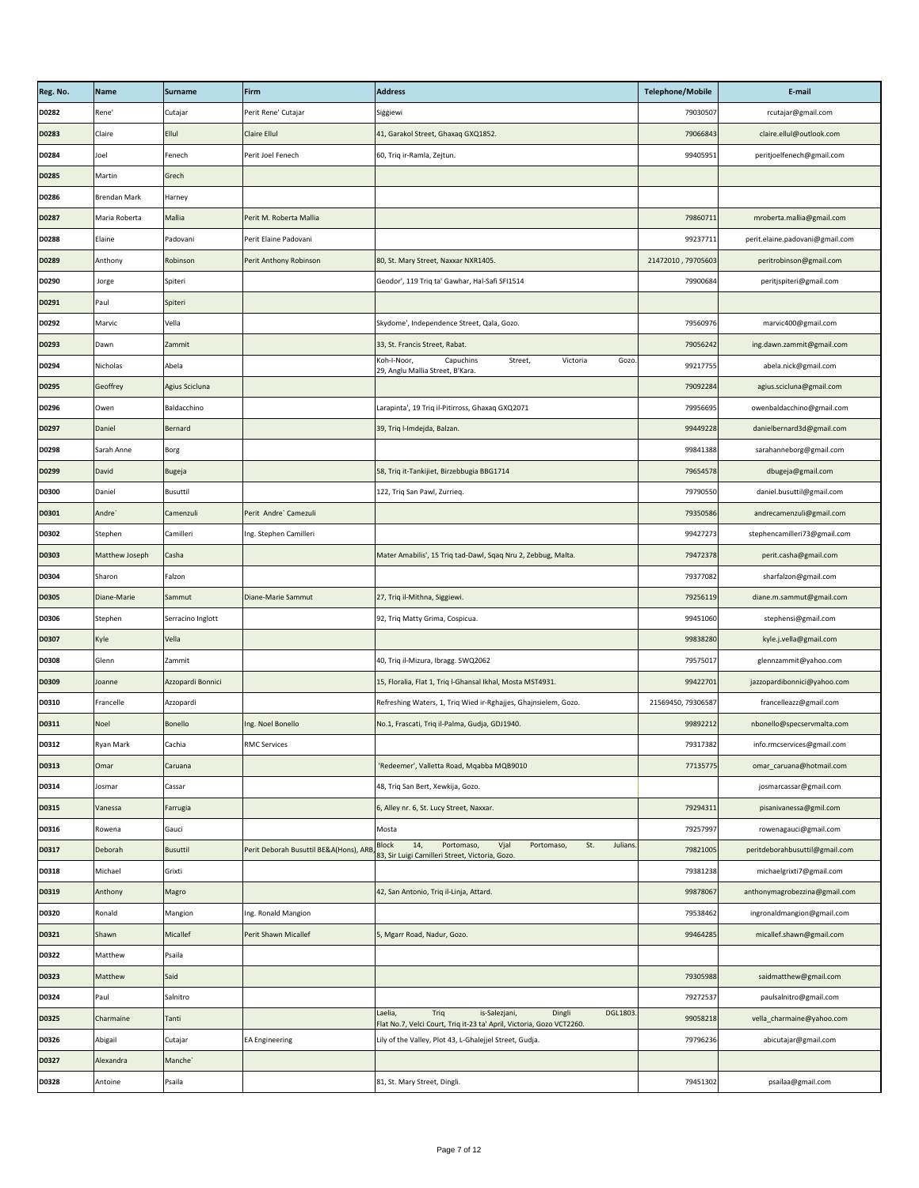| Reg. No. | Name | Surname | Firm | Address | Telephone/Mobile | E-mail |
|---|---|---|---|---|---|---|
| D0282 | Rene' | Cutajar | Perit Rene' Cutajar | Siġġiewi | 79030507 | rcutajar@gmail.com |
| D0283 | Claire | Ellul | Claire Ellul | 41, Garakol Street, Ghaxaq GXQ1852. | 79066843 | claire.ellul@outlook.com |
| D0284 | Joel | Fenech | Perit Joel Fenech | 60, Triq ir-Ramla, Zejtun. | 99405951 | peritjoelfenech@gmail.com |
| D0285 | Martin | Grech | | | | |
| D0286 | Brendan Mark | Harney | | | | |
| D0287 | Maria Roberta | Mallia | Perit M. Roberta Mallia | | 79860711 | mroberta.mallia@gmail.com |
| D0288 | Elaine | Padovani | Perit Elaine Padovani | | 99237711 | perit.elaine.padovani@gmail.com |
| D0289 | Anthony | Robinson | Perit Anthony Robinson | 80, St. Mary Street, Naxxar NXR1405. | 21472010 , 79705603 | peritrobinson@gmail.com |
| D0290 | Jorge | Spiteri | | Geodor', 119 Triq ta' Gawhar, Hal-Safi SFI1514 | 79900684 | peritjspiteri@gmail.com |
| D0291 | Paul | Spiteri | | | | |
| D0292 | Marvic | Vella | | Skydome', Independence Street, Qala, Gozo. | 79560976 | marvic400@gmail.com |
| D0293 | Dawn | Zammit | | 33, St. Francis Street, Rabat. | 79056242 | ing.dawn.zammit@gmail.com |
| D0294 | Nicholas | Abela | | Koh-I-Noor, Capuchins Street, Victoria Gozo. 29, Anglu Mallia Street, B'Kara. | 99217755 | abela.nick@gmail.com |
| D0295 | Geoffrey | Agius Scicluna | | | 79092284 | agius.scicluna@gmail.com |
| D0296 | Owen | Baldacchino | | Larapinta', 19 Triq il-Pitirross, Ghaxaq GXQ2071 | 79956695 | owenbaldacchino@gmail.com |
| D0297 | Daniel | Bernard | | 39, Triq l-Imdejda, Balzan. | 99449228 | danielbernard3d@gmail.com |
| D0298 | Sarah Anne | Borg | | | 99841388 | sarahanneborg@gmail.com |
| D0299 | David | Bugeja | | 58, Triq it-Tankijiet, Birzebbugia BBG1714 | 79654578 | dbugeja@gmail.com |
| D0300 | Daniel | Busuttil | | 122, Triq San Pawl, Zurrieq. | 79790550 | daniel.busuttil@gmail.com |
| D0301 | Andre` | Camenzuli | Perit Andre` Camezuli | | 79350586 | andrecamenzuli@gmail.com |
| D0302 | Stephen | Camilleri | Ing. Stephen Camilleri | | 99427273 | stephencamilleri73@gmail.com |
| D0303 | Matthew Joseph | Casha | | Mater Amabilis', 15 Triq tad-Dawl, Sqaq Nru 2, Zebbug, Malta. | 79472378 | perit.casha@gmail.com |
| D0304 | Sharon | Falzon | | | 79377082 | sharfalzon@gmail.com |
| D0305 | Diane-Marie | Sammut | Diane-Marie Sammut | 27, Triq il-Mithna, Siggiewi. | 79256119 | diane.m.sammut@gmail.com |
| D0306 | Stephen | Serracino Inglott | | 92, Triq Matty Grima, Cospicua. | 99451060 | stephensi@gmail.com |
| D0307 | Kyle | Vella | | | 99838280 | kyle.j.vella@gmail.com |
| D0308 | Glenn | Zammit | | 40, Triq il-Mizura, Ibragg. SWQ2062 | 79575017 | glennzammit@yahoo.com |
| D0309 | Joanne | Azzopardi Bonnici | | 15, Floralia, Flat 1, Triq l-Ghansal Ikhal, Mosta MST4931. | 99422701 | jazzopardibonnici@yahoo.com |
| D0310 | Francelle | Azzopardi | | Refreshing Waters, 1, Triq Wied ir-Rghajjes, Ghajnsielem, Gozo. | 21569450, 79306587 | francelleazz@gmail.com |
| D0311 | Noel | Bonello | Ing. Noel Bonello | No.1, Frascati, Triq il-Palma, Gudja, GDJ1940. | 99892212 | nbonello@specservmalta.com |
| D0312 | Ryan Mark | Cachia | RMC Services | | 79317382 | info.rmcservices@gmail.com |
| D0313 | Omar | Caruana | | 'Redeemer', Valletta Road, Mqabba MQB9010 | 77135775 | omar_caruana@hotmail.com |
| D0314 | Josmar | Cassar | | 48, Triq San Bert, Xewkija, Gozo. | | josmarcassar@gmail.com |
| D0315 | Vanessa | Farrugia | | 6, Alley nr. 6, St. Lucy Street, Naxxar. | 79294311 | pisanivanessa@gmil.com |
| D0316 | Rowena | Gauci | | Mosta | 79257997 | rowenagauci@gmail.com |
| D0317 | Deborah | Busuttil | Perit Deborah Busuttil BE&A(Hons), ARB | Block 14, Portomaso, Vjal Portomaso, St. Julians. 83, Sir Luigi Camilleri Street, Victoria, Gozo. | 79821005 | peritdeborahbusuttil@gmail.com |
| D0318 | Michael | Grixti | | | 79381238 | michaelgrixti7@gmail.com |
| D0319 | Anthony | Magro | | 42, San Antonio, Triq il-Linja, Attard. | 99878067 | anthonymagrobezzina@gmail.com |
| D0320 | Ronald | Mangion | Ing. Ronald Mangion | | 79538462 | ingronaldmangion@gmail.com |
| D0321 | Shawn | Micallef | Perit Shawn Micallef | 5, Mgarr Road, Nadur, Gozo. | 99464285 | micallef.shawn@gmail.com |
| D0322 | Matthew | Psaila | | | | |
| D0323 | Matthew | Said | | | 79305988 | saidmatthew@gmail.com |
| D0324 | Paul | Salnitro | | | 79272537 | paulsalnitro@gmail.com |
| D0325 | Charmaine | Tanti | | Laelia, Triq is-Salezjani, Dingli DGL1803. Flat No.7, Velci Court, Triq it-23 ta' April, Victoria, Gozo VCT2260. | 99058218 | vella_charmaine@yahoo.com |
| D0326 | Abigail | Cutajar | EA Engineering | Lily of the Valley, Plot 43, L-Ghalejjel Street, Gudja. | 79796236 | abicutajar@gmail.com |
| D0327 | Alexandra | Manche` | | | | |
| D0328 | Antoine | Psaila | | 81, St. Mary Street, Dingli. | 79451302 | psailaa@gmail.com |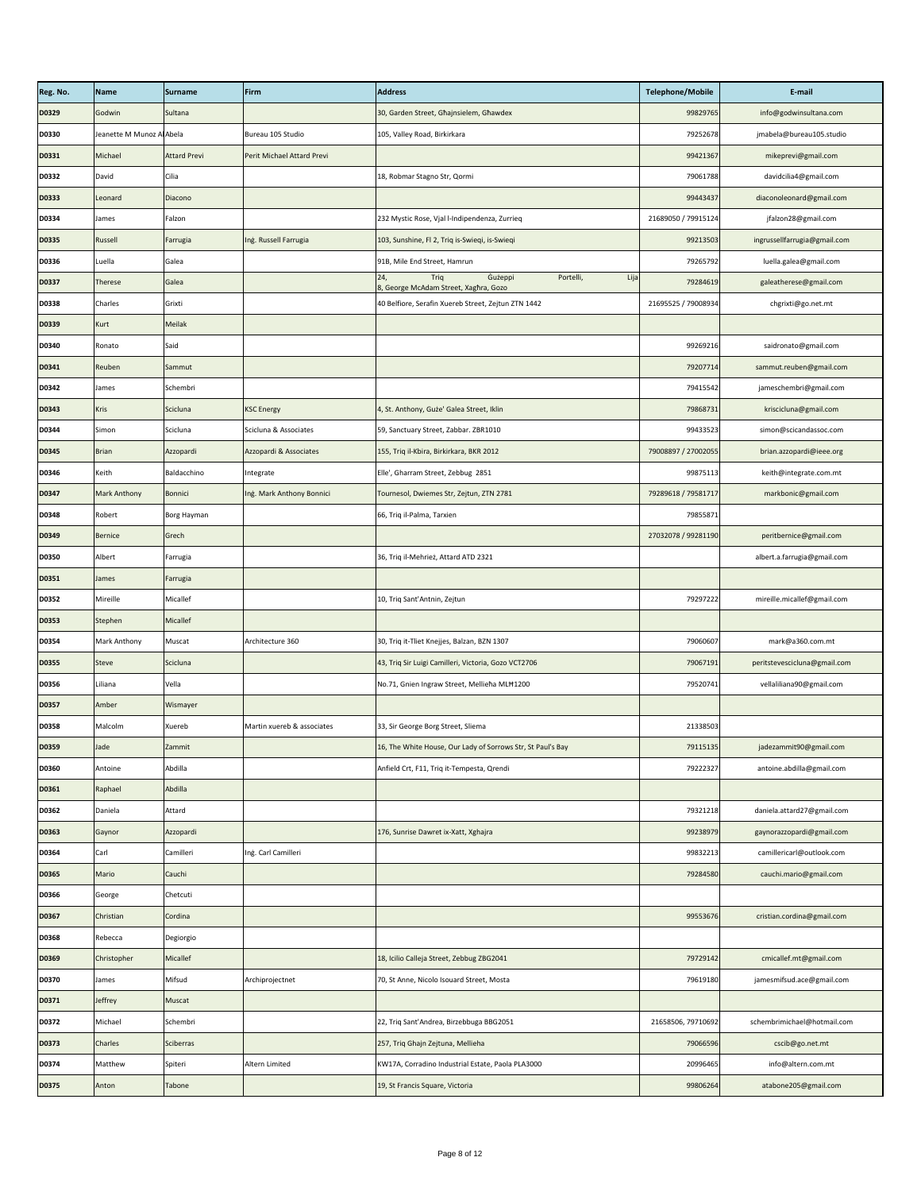| Reg. No. | Name | Surname | Firm | Address | Telephone/Mobile | E-mail |
|---|---|---|---|---|---|---|
| D0329 | Godwin | Sultana | | 30, Garden Street, Għajnsielem, Għawdex | 99829765 | info@godwinsultana.com |
| D0330 | Jeanette M Munoz A | Abela | Bureau 105 Studio | 105, Valley Road, Birkirkara | 79252678 | jmabela@bureau105.studio |
| D0331 | Michael | Attard Previ | Perit Michael Attard Previ | | 99421367 | mikeprevi@gmail.com |
| D0332 | David | Cilia | | 18, Robmar Stagno Str, Qormi | 79061788 | davidcilia4@gmail.com |
| D0333 | Leonard | Diacono | | | 99443437 | diaconoleonard@gmail.com |
| D0334 | James | Falzon | | 232 Mystic Rose, Vjal l-Indipendenza, Zurrieq | 21689050 / 79915124 | jfalzon28@gmail.com |
| D0335 | Russell | Farrugia | Ing. Russell Farrugia | 103, Sunshine, Fl 2, Triq is-Swieqi, is-Swieqi | 99213503 | ingrussellfarrugia@gmail.com |
| D0336 | Luella | Galea | | 91B, Mile End Street, Hamrun | 79265792 | luella.galea@gmail.com |
| D0337 | Therese | Galea | | 24, Triq Ġużeppi Portelli, Lija 8, George McAdam Street, Xagħra, Gozo | 79284619 | galeatherese@gmail.com |
| D0338 | Charles | Grixti | | 40 Belfiore, Serafin Xuereb Street, Zejtun ZTN 1442 | 21695525 / 79008934 | chgrixti@go.net.mt |
| D0339 | Kurt | Meilak | | | | |
| D0340 | Ronato | Said | | | 99269216 | saidronato@gmail.com |
| D0341 | Reuben | Sammut | | | 79207714 | sammut.reuben@gmail.com |
| D0342 | James | Schembri | | | 79415542 | jameschembri@gmail.com |
| D0343 | Kris | Scicluna | KSC Energy | 4, St. Anthony, Guże' Galea Street, Iklin | 79868731 | kriscicluna@gmail.com |
| D0344 | Simon | Scicluna | Scicluna & Associates | 59, Sanctuary Street, Zabbar. ZBR1010 | 99433523 | simon@scicandassoc.com |
| D0345 | Brian | Azzopardi | Azzopardi & Associates | 155, Triq il-Kbira, Birkirkara, BKR 2012 | 79008897 / 27002055 | brian.azzopardi@ieee.org |
| D0346 | Keith | Baldacchino | Integrate | Elle', Gharram Street, Zebbug 2851 | 99875113 | keith@integrate.com.mt |
| D0347 | Mark Anthony | Bonnici | Ing. Mark Anthony Bonnici | Tournesol, Dwiemes Str, Zejtun, ZTN 2781 | 79289618 / 79581717 | markbonic@gmail.com |
| D0348 | Robert | Borg Hayman | | 66, Triq il-Palma, Tarxien | 79855871 | |
| D0349 | Bernice | Grech | | | 27032078 / 99281190 | peritbernice@gmail.com |
| D0350 | Albert | Farrugia | | 36, Triq il-Mehrież, Attard ATD 2321 | | albert.a.farrugia@gmail.com |
| D0351 | James | Farrugia | | | | |
| D0352 | Mireille | Micallef | | 10, Triq Sant'Antnin, Zejtun | 79297222 | mireille.micallef@gmail.com |
| D0353 | Stephen | Micallef | | | | |
| D0354 | Mark Anthony | Muscat | Architecture 360 | 30, Triq it-Tliet Knejjes, Balzan, BZN 1307 | 79060607 | mark@a360.com.mt |
| D0355 | Steve | Scicluna | | 43, Triq Sir Luigi Camilleri, Victoria, Gozo VCT2706 | 79067191 | peritstevescicluna@gmail.com |
| D0356 | Liliana | Vella | | No.71, Gnien Ingraw Street, Mellieħa MLM1200 | 79520741 | vellaliliana90@gmail.com |
| D0357 | Amber | Wismayer | | | | |
| D0358 | Malcolm | Xuereb | Martin xuereb & associates | 33, Sir George Borg Street, Sliema | 21338503 | |
| D0359 | Jade | Zammit | | 16, The White House, Our Lady of Sorrows Str, St Paul's Bay | 79115135 | jadezammit90@gmail.com |
| D0360 | Antoine | Abdilla | | Anfield Crt, F11, Triq it-Tempesta, Qrendi | 79222327 | antoine.abdilla@gmail.com |
| D0361 | Raphael | Abdilla | | | | |
| D0362 | Daniela | Attard | | | 79321218 | daniela.attard27@gmail.com |
| D0363 | Gaynor | Azzopardi | | 176, Sunrise Dawret ix-Xatt, Xghajra | 99238979 | gaynorazzopardi@gmail.com |
| D0364 | Carl | Camilleri | Ing. Carl Camilleri | | 99832213 | camillericarl@outlook.com |
| D0365 | Mario | Cauchi | | | 79284580 | cauchi.mario@gmail.com |
| D0366 | George | Chetcuti | | | | |
| D0367 | Christian | Cordina | | | 99553676 | cristian.cordina@gmail.com |
| D0368 | Rebecca | Degiorgio | | | | |
| D0369 | Christopher | Micallef | | 18, Icilio Calleja Street, Zebbug ZBG2041 | 79729142 | cmicallef.mt@gmail.com |
| D0370 | James | Mifsud | Archiprojectnet | 70, St Anne, Nicolo Isouard Street, Mosta | 79619180 | jamesmifsud.ace@gmail.com |
| D0371 | Jeffrey | Muscat | | | | |
| D0372 | Michael | Schembri | | 22, Triq Sant'Andrea, Birzebbuga BBG2051 | 21658506, 79710692 | schembrimichael@hotmail.com |
| D0373 | Charles | Sciberras | | 257, Triq Ghajn Zejtuna, Mellieha | 79066596 | cscib@go.net.mt |
| D0374 | Matthew | Spiteri | Altern Limited | KW17A, Corradino Industrial Estate, Paola PLA3000 | 20996465 | info@altern.com.mt |
| D0375 | Anton | Tabone | | 19, St Francis Square, Victoria | 99806264 | atabone205@gmail.com |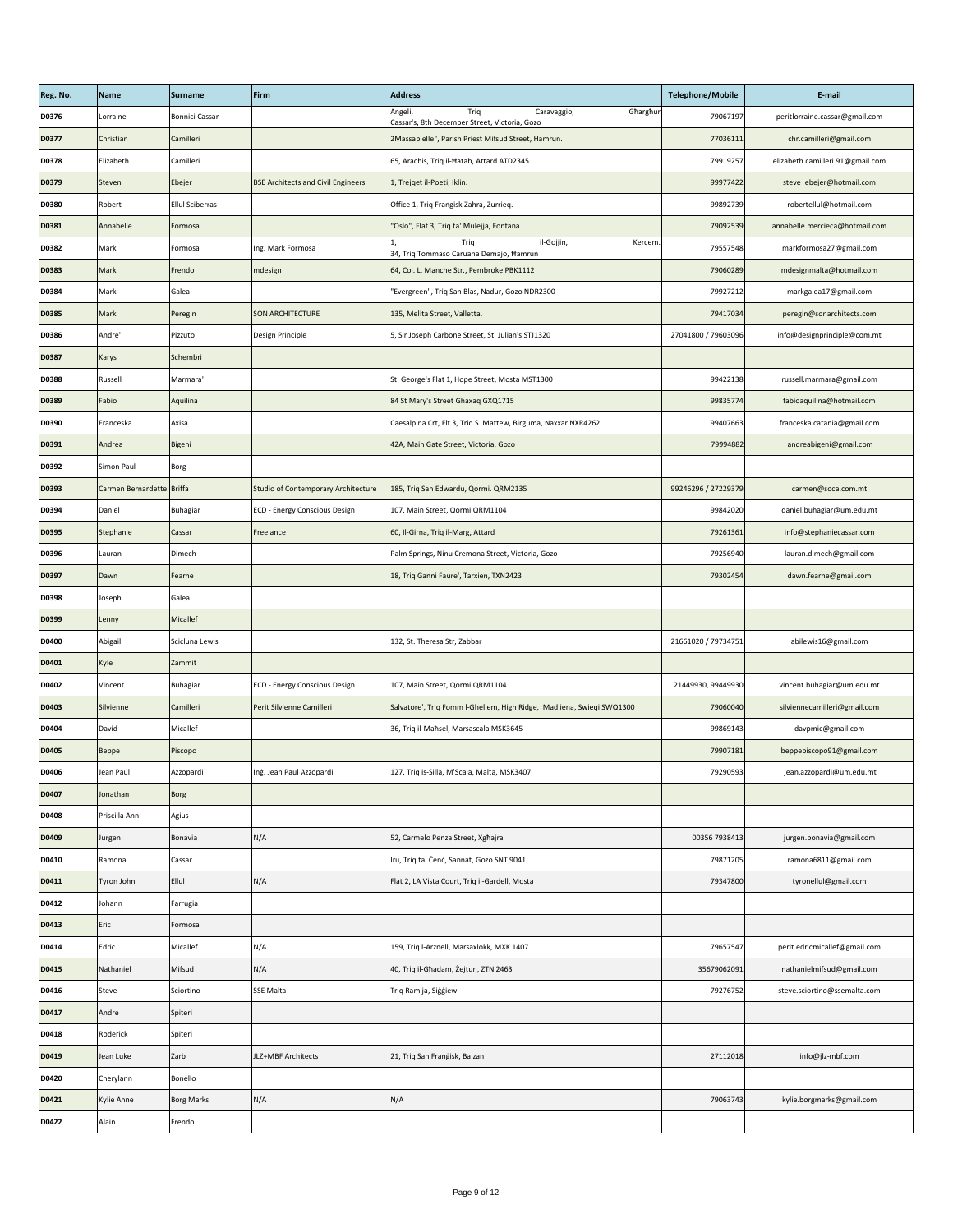| Reg. No. | Name | Surname | Firm | Address | Telephone/Mobile | E-mail |
|---|---|---|---|---|---|---|
| D0376 | Lorraine | Bonnici Cassar | | Angeli, Triq Caravaggio, Għargħur Cassar's, 8th December Street, Victoria, Gozo | 79067197 | peritlorraine.cassar@gmail.com |
| D0377 | Christian | Camilleri | | 2Massabielle", Parish Priest Mifsud Street, Hamrun. | 77036111 | chr.camilleri@gmail.com |
| D0378 | Elizabeth | Camilleri | | 65, Arachis, Triq il-Ħatab, Attard ATD2345 | 79919257 | elizabeth.camilleri.91@gmail.com |
| D0379 | Steven | Ebejer | BSE Architects and Civil Engineers | 1, Trejqet il-Poeti, Iklin. | 99977422 | steve_ebejer@hotmail.com |
| D0380 | Robert | Ellul Sciberras | | Office 1, Triq Frangisk Zahra, Zurrieq. | 99892739 | robertellul@hotmail.com |
| D0381 | Annabelle | Formosa | | "Oslo", Flat 3, Triq ta' Mulejja, Fontana. | 79092539 | annabelle.mercieca@hotmail.com |
| D0382 | Mark | Formosa | Ing. Mark Formosa | 1, Triq il-Gojjin, Kercem. 34, Triq Tommaso Caruana Demajo, Ħamrun | 79557548 | markformosa27@gmail.com |
| D0383 | Mark | Frendo | mdesign | 64, Col. L. Manche Str., Pembroke PBK1112 | 79060289 | mdesignmalta@hotmail.com |
| D0384 | Mark | Galea | | "Evergreen", Triq San Blas, Nadur, Gozo NDR2300 | 79927212 | markgalea17@gmail.com |
| D0385 | Mark | Peregin | SON ARCHITECTURE | 135, Melita Street, Valletta. | 79417034 | peregin@sonarchitects.com |
| D0386 | Andre' | Pizzuto | Design Principle | 5, Sir Joseph Carbone Street, St. Julian's STJ1320 | 27041800 / 79603096 | info@designprinciple@com.mt |
| D0387 | Karys | Schembri | | | | |
| D0388 | Russell | Marmara' | | St. George's Flat 1, Hope Street, Mosta MST1300 | 99422138 | russell.marmara@gmail.com |
| D0389 | Fabio | Aquilina | | 84 St Mary's Street Ghaxaq GXQ1715 | 99835774 | fabioaquilina@hotmail.com |
| D0390 | Franceska | Axisa | | Caesalpina Crt, Flt 3, Triq S. Mattew, Birguma, Naxxar NXR4262 | 99407663 | franceska.catania@gmail.com |
| D0391 | Andrea | Bigeni | | 42A, Main Gate Street, Victoria, Gozo | 79994882 | andreabigeni@gmail.com |
| D0392 | Simon Paul | Borg | | | | |
| D0393 | Carmen Bernardette | Briffa | Studio of Contemporary Architecture | 185, Triq San Edwardu, Qormi. QRM2135 | 99246296 / 27229379 | carmen@soca.com.mt |
| D0394 | Daniel | Buhagiar | ECD - Energy Conscious Design | 107, Main Street, Qormi QRM1104 | 99842020 | daniel.buhagiar@um.edu.mt |
| D0395 | Stephanie | Cassar | Freelance | 60, Il-Girna, Triq il-Marg, Attard | 79261361 | info@stephaniecassar.com |
| D0396 | Lauran | Dimech | | Palm Springs, Ninu Cremona Street, Victoria, Gozo | 79256940 | lauran.dimech@gmail.com |
| D0397 | Dawn | Fearne | | 18, Triq Ganni Faure', Tarxien, TXN2423 | 79302454 | dawn.fearne@gmail.com |
| D0398 | Joseph | Galea | | | | |
| D0399 | Lenny | Micallef | | | | |
| D0400 | Abigail | Scicluna Lewis | | 132, St. Theresa Str, Zabbar | 21661020 / 79734751 | abilewis16@gmail.com |
| D0401 | Kyle | Zammit | | | | |
| D0402 | Vincent | Buhagiar | ECD - Energy Conscious Design | 107, Main Street, Qormi QRM1104 | 21449930, 99449930 | vincent.buhagiar@um.edu.mt |
| D0403 | Silvienne | Camilleri | Perit Silvienne Camilleri | Salvatore', Triq Fomm l-Gheliem, High Ridge, Madliena, Swieqi SWQ1300 | 79060040 | silviennecamilleri@gmail.com |
| D0404 | David | Micallef | | 36, Triq il-Maħsel, Marsascala MSK3645 | 99869143 | davpmic@gmail.com |
| D0405 | Beppe | Piscopo | | | 79907181 | beppepiscopo91@gmail.com |
| D0406 | Jean Paul | Azzopardi | Ing. Jean Paul Azzopardi | 127, Triq is-Silla, M'Scala, Malta, MSK3407 | 79290593 | jean.azzopardi@um.edu.mt |
| D0407 | Jonathan | Borg | | | | |
| D0408 | Priscilla Ann | Agius | | | | |
| D0409 | Jurgen | Bonavia | N/A | 52, Carmelo Penza Street, Xgħajra | 00356 7938413 | jurgen.bonavia@gmail.com |
| D0410 | Ramona | Cassar | | Iru, Triq ta' Ċenċ, Sannat, Gozo SNT 9041 | 79871205 | ramona6811@gmail.com |
| D0411 | Tyron John | Ellul | N/A | Flat 2, LA Vista Court, Triq il-Gardell, Mosta | 79347800 | tyronellul@gmail.com |
| D0412 | Johann | Farrugia | | | | |
| D0413 | Eric | Formosa | | | | |
| D0414 | Edric | Micallef | N/A | 159, Triq l-Arznell, Marsaxlokk, MXK 1407 | 79657547 | perit.edricmicallef@gmail.com |
| D0415 | Nathaniel | Mifsud | N/A | 40, Triq il-Għadam, Żejtun, ZTN 2463 | 35679062091 | nathanielmifsud@gmail.com |
| D0416 | Steve | Sciortino | SSE Malta | Triq Ramija, Siġġiewi | 79276752 | steve.sciortino@ssemalta.com |
| D0417 | Andre | Spiteri | | | | |
| D0418 | Roderick | Spiteri | | | | |
| D0419 | Jean Luke | Zarb | JLZ+MBF Architects | 21, Triq San Franġisk, Balzan | 27112018 | info@jlz-mbf.com |
| D0420 | Cherylann | Bonello | | | | |
| D0421 | Kylie Anne | Borg Marks | N/A | N/A | 79063743 | kylie.borgmarks@gmail.com |
| D0422 | Alain | Frendo | | | | |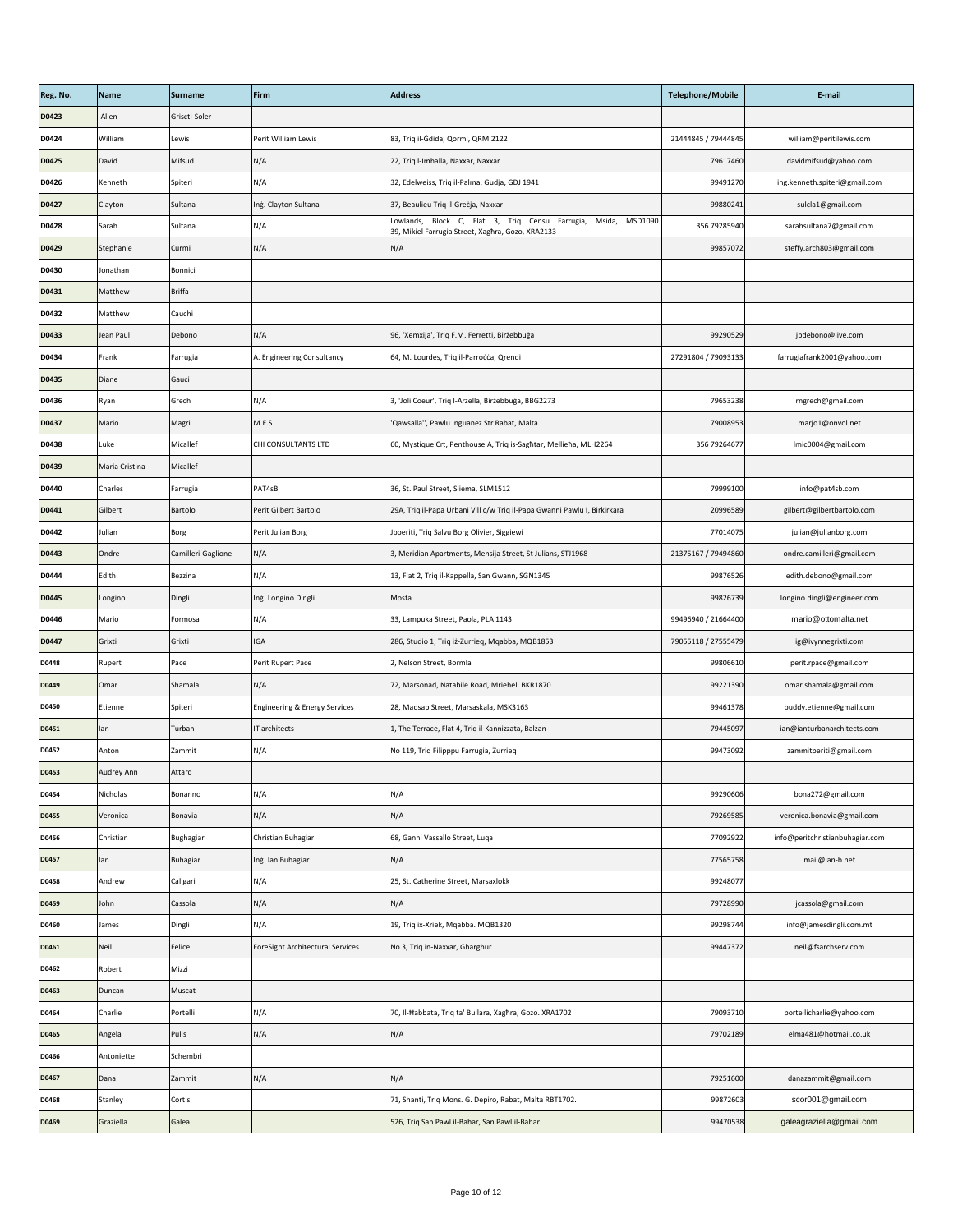| Reg. No. | Name | Surname | Firm | Address | Telephone/Mobile | E-mail |
|---|---|---|---|---|---|---|
| D0423 | Allen | Griscti-Soler | | | | |
| D0424 | William | Lewis | Perit William Lewis | 83, Triq il-Ġdida, Qormi, QRM 2122 | 21444845 / 79444845 | william@peritilewis.com |
| D0425 | David | Mifsud | N/A | 22, Triq l-Imħalla, Naxxar, Naxxar | 79617460 | davidmifsud@yahoo.com |
| D0426 | Kenneth | Spiteri | N/A | 32, Edelweiss, Triq il-Palma, Gudja, GDJ 1941 | 99491270 | ing.kenneth.spiteri@gmail.com |
| D0427 | Clayton | Sultana | Inġ. Clayton Sultana | 37, Beaulieu Triq il-Greċja, Naxxar | 99880241 | sulcla1@gmail.com |
| D0428 | Sarah | Sultana | N/A | Lowlands, Block C, Flat 3, Triq Censu Farrugia, Msida, MSD1090. 39, Mikiel Farrugia Street, Xagħra, Gozo, XRA2133 | 356 79285940 | sarahsultana7@gmail.com |
| D0429 | Stephanie | Curmi | N/A | N/A | 99857072 | steffy.arch803@gmail.com |
| D0430 | Jonathan | Bonnici | | | | |
| D0431 | Matthew | Briffa | | | | |
| D0432 | Matthew | Cauchi | | | | |
| D0433 | Jean Paul | Debono | N/A | 96, 'Xemxija', Triq F.M. Ferretti, Birżebbuġa | 99290529 | jpdebono@live.com |
| D0434 | Frank | Farrugia | A. Engineering Consultancy | 64, M. Lourdes, Triq il-Parroċċa, Qrendi | 27291804 / 79093133 | farrugiafrank2001@yahoo.com |
| D0435 | Diane | Gauci | | | | |
| D0436 | Ryan | Grech | N/A | 3, 'Joli Coeur', Triq l-Arzella, Birżebbuġa, BBG2273 | 79653238 | rngrech@gmail.com |
| D0437 | Mario | Magri | M.E.S | 'Qawsalla'', Pawlu Inguanez Str Rabat, Malta | 79008953 | marjo1@onvol.net |
| D0438 | Luke | Micallef | CHI CONSULTANTS LTD | 60, Mystique Crt, Penthouse A, Triq is-Saghtar, Mellieħa, MLH2264 | 356 79264677 | lmic0004@gmail.com |
| D0439 | Maria Cristina | Micallef | | | | |
| D0440 | Charles | Farrugia | PAT4sB | 36, St. Paul Street, Sliema, SLM1512 | 79999100 | info@pat4sb.com |
| D0441 | Gilbert | Bartolo | Perit Gilbert Bartolo | 29A, Triq il-Papa Urbani VIII c/w Triq il-Papa Gwanni Pawlu I, Birkirkara | 20996589 | gilbert@gilbertbartolo.com |
| D0442 | Julian | Borg | Perit Julian Borg | Jbperiti, Triq Salvu Borg Olivier, Siggiewi | 77014075 | julian@julianborg.com |
| D0443 | Ondre | Camilleri-Gaglione | N/A | 3, Meridian Apartments, Mensija Street, St Julians, STJ1968 | 21375167 / 79494860 | ondre.camilleri@gmail.com |
| D0444 | Edith | Bezzina | N/A | 13, Flat 2, Triq il-Kappella, San Gwann, SGN1345 | 99876526 | edith.debono@gmail.com |
| D0445 | Longino | Dingli | Inġ. Longino Dingli | Mosta | 99826739 | longino.dingli@engineer.com |
| D0446 | Mario | Formosa | N/A | 33, Lampuka Street, Paola, PLA 1143 | 99496940 / 21664400 | mario@ottomalta.net |
| D0447 | Grixti | Grixti | IGA | 286, Studio 1, Triq iż-Zurrieq, Mqabba, MQB1853 | 79055118 / 27555479 | ig@ivynnegrixti.com |
| D0448 | Rupert | Pace | Perit Rupert Pace | 2, Nelson Street, Bormla | 99806610 | perit.rpace@gmail.com |
| D0449 | Omar | Shamala | N/A | 72, Marsonad, Natabile Road, Mrieħel. BKR1870 | 99221390 | omar.shamala@gmail.com |
| D0450 | Etienne | Spiteri | Engineering & Energy Services | 28, Maqsab Street, Marsaskala, MSK3163 | 99461378 | buddy.etienne@gmail.com |
| D0451 | Ian | Turban | IT architects | 1, The Terrace, Flat 4, Triq il-Kannizzata, Balzan | 79445097 | ian@ianturbanarchitects.com |
| D0452 | Anton | Zammit | N/A | No 119, Triq Filipppu Farrugia, Zurrieq | 99473092 | zammitperiti@gmail.com |
| D0453 | Audrey Ann | Attard | | | | |
| D0454 | Nicholas | Bonanno | N/A | N/A | 99290606 | bona272@gmail.com |
| D0455 | Veronica | Bonavia | N/A | N/A | 79269585 | veronica.bonavia@gmail.com |
| D0456 | Christian | Bughagiar | Christian Buhagiar | 68, Ganni Vassallo Street, Luqa | 77092922 | info@peritchristianbuhagiar.com |
| D0457 | Ian | Buhagiar | Inġ. Ian Buhagiar | N/A | 77565758 | mail@ian-b.net |
| D0458 | Andrew | Caligari | N/A | 25, St. Catherine Street, Marsaxlokk | 99248077 | |
| D0459 | John | Cassola | N/A | N/A | 79728990 | jcassola@gmail.com |
| D0460 | James | Dingli | N/A | 19, Triq ix-Xriek, Mqabba. MQB1320 | 99298744 | info@jamesdingli.com.mt |
| D0461 | Neil | Felice | ForeSight Architectural Services | No 3, Triq in-Naxxar, Għargħur | 99447372 | neil@fsarchserv.com |
| D0462 | Robert | Mizzi | | | | |
| D0463 | Duncan | Muscat | | | | |
| D0464 | Charlie | Portelli | N/A | 70, Il-Ħabbata, Triq ta' Bullara, Xagħra, Gozo. XRA1702 | 79093710 | portellicharlie@yahoo.com |
| D0465 | Angela | Pulis | N/A | N/A | 79702189 | elma481@hotmail.co.uk |
| D0466 | Antoniette | Schembri | | | | |
| D0467 | Dana | Zammit | N/A | N/A | 79251600 | danazammit@gmail.com |
| D0468 | Stanley | Cortis | | 71, Shanti, Triq Mons. G. Depiro, Rabat, Malta RBT1702. | 99872603 | scor001@gmail.com |
| D0469 | Graziella | Galea | | 526, Triq San Pawl il-Bahar, San Pawl il-Bahar. | 99470538 | galeagraziella@gmail.com |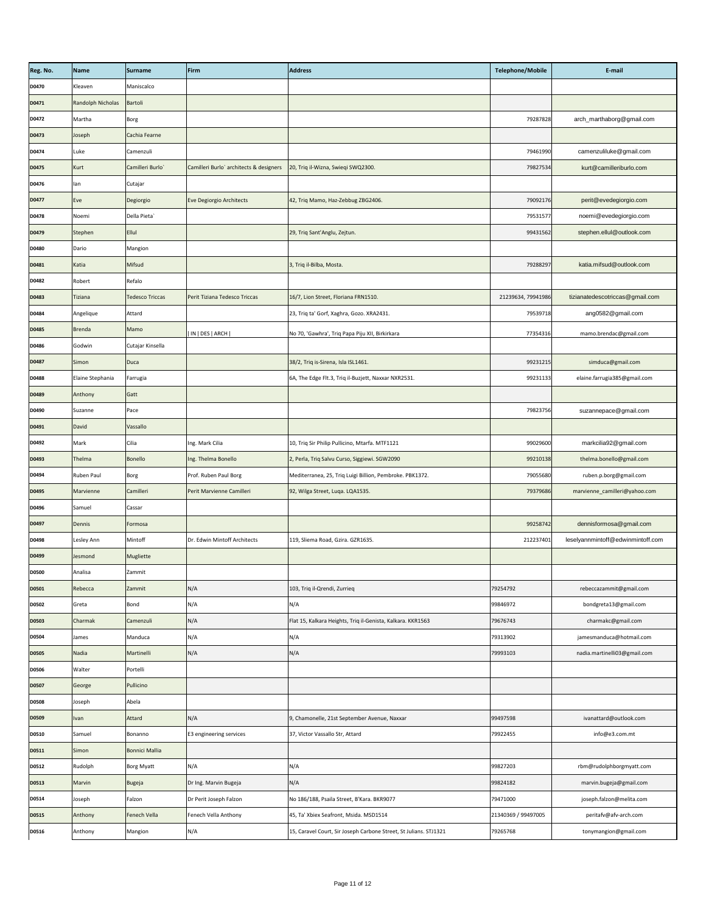| Reg. No. | Name | Surname | Firm | Address | Telephone/Mobile | E-mail |
|---|---|---|---|---|---|---|
| D0470 | Kleaven | Maniscalco | | | | |
| D0471 | Randolph Nicholas | Bartoli | | | | |
| D0472 | Martha | Borg | | | 79287828 | arch_marthaborg@gmail.com |
| D0473 | Joseph | Cachia Fearne | | | | |
| D0474 | Luke | Camenzuli | | | 79461990 | camenzuliluke@gmail.com |
| D0475 | Kurt | Camilleri Burlo` | Camilleri Burlo` architects & designers | 20, Triq il-Wizna, Swieqi SWQ2300. | 79827534 | kurt@camilleriburlo.com |
| D0476 | Ian | Cutajar | | | | |
| D0477 | Eve | Degiorgio | Eve Degiorgio Architects | 42, Triq Mamo, Haz-Zebbug ZBG2406. | 79092176 | perit@evedegiorgio.com |
| D0478 | Noemi | Della Pieta` | | | 79531577 | noemi@evedegiorgio.com |
| D0479 | Stephen | Ellul | | 29, Triq Sant'Anglu, Zejtun. | 99431562 | stephen.ellul@outlook.com |
| D0480 | Dario | Mangion | | | | |
| D0481 | Katia | Mifsud | | 3, Triq il-Bilba, Mosta. | 79288297 | katia.mifsud@outlook.com |
| D0482 | Robert | Refalo | | | | |
| D0483 | Tiziana | Tedesco Triccas | Perit Tiziana Tedesco Triccas | 16/7, Lion Street, Floriana FRN1510. | 21239634, 79941986 | tizianatedescotriccas@gmail.com |
| D0484 | Angelique | Attard | | 23, Triq ta' Gorf, Xaghra, Gozo. XRA2431. | 79539718 | ang0582@gmail.com |
| D0485 | Brenda | Mamo | \| IN \| DES \| ARCH \| | No 70, 'Gawhra', Triq Papa Piju XII, Birkirkara | 77354316 | mamo.brendac@gmail.com |
| D0486 | Godwin | Cutajar Kinsella | | | | |
| D0487 | Simon | Duca | | 38/2, Triq is-Sirena, Isla ISL1461. | 99231215 | simduca@gmail.com |
| D0488 | Elaine Stephania | Farrugia | | 6A, The Edge Flt.3, Triq il-Buzjett, Naxxar NXR2531. | 99231133 | elaine.farrugia385@gmail.com |
| D0489 | Anthony | Gatt | | | | |
| D0490 | Suzanne | Pace | | | 79823756 | suzannepace@gmail.com |
| D0491 | David | Vassallo | | | | |
| D0492 | Mark | Cilia | Ing. Mark Cilia | 10, Triq Sir Philip Pullicino, Mtarfa. MTF1121 | 99029600 | markcilia92@gmail.com |
| D0493 | Thelma | Bonello | Ing. Thelma Bonello | 2, Perla, Triq Salvu Curso, Siggiewi. SGW2090 | 99210138 | thelma.bonello@gmail.com |
| D0494 | Ruben Paul | Borg | Prof. Ruben Paul Borg | Mediterranea, 25, Triq Luigi Billion, Pembroke. PBK1372. | 79055680 | ruben.p.borg@gmail.com |
| D0495 | Marvienne | Camilleri | Perit Marvienne Camilleri | 92, Wilga Street, Luqa. LQA1535. | 79379686 | marvienne_camilleri@yahoo.com |
| D0496 | Samuel | Cassar | | | | |
| D0497 | Dennis | Formosa | | | 99258742 | dennisformosa@gmail.com |
| D0498 | Lesley Ann | Mintoff | Dr. Edwin Mintoff Architects | 119, Sliema Road, Gzira. GZR1635. | 21223740 | leselyannmintoff@edwinmintoff.com |
| D0499 | Jesmond | Mugliette | | | | |
| D0500 | Analisa | Zammit | | | | |
| D0501 | Rebecca | Zammit | N/A | 103, Triq il-Qrendi, Zurrieq | 79254792 | rebeccazammit@gmail.com |
| D0502 | Greta | Bond | N/A | N/A | 99846972 | bondgreta13@gmail.com |
| D0503 | Charmak | Camenzuli | N/A | Flat 15, Kalkara Heights, Triq il-Genista, Kalkara. KKR1563 | 79676743 | charmakc@gmail.com |
| D0504 | James | Manduca | N/A | N/A | 79313902 | jamesmanduca@hotmail.com |
| D0505 | Nadia | Martinelli | N/A | N/A | 79993103 | nadia.martinelli03@gmail.com |
| D0506 | Walter | Portelli | | | | |
| D0507 | George | Pullicino | | | | |
| D0508 | Joseph | Abela | | | | |
| D0509 | Ivan | Attard | N/A | 9, Chamonelle, 21st September Avenue, Naxxar | 99497598 | ivanattard@outlook.com |
| D0510 | Samuel | Bonanno | E3 engineering services | 37, Victor Vassallo Str, Attard | 79922455 | info@e3.com.mt |
| D0511 | Simon | Bonnici Mallia | | | | |
| D0512 | Rudolph | Borg Myatt | N/A | N/A | 99827203 | rbm@rudolphborgmyatt.com |
| D0513 | Marvin | Bugeja | Dr Ing. Marvin Bugeja | N/A | 99824182 | marvin.bugeja@gmail.com |
| D0514 | Joseph | Falzon | Dr Perit Joseph Falzon | No 186/188, Psaila Street, B'Kara. BKR9077 | 79471000 | joseph.falzon@melita.com |
| D0515 | Anthony | Fenech Vella | Fenech Vella Anthony | 45, Ta' Xbiex Seafront, Msida. MSD1514 | 21340369 / 99497005 | peritafv@afv-arch.com |
| D0516 | Anthony | Mangion | N/A | 15, Caravel Court, Sir Joseph Carbone Street, St Julians. STJ1321 | 79265768 | tonymangion@gmail.com |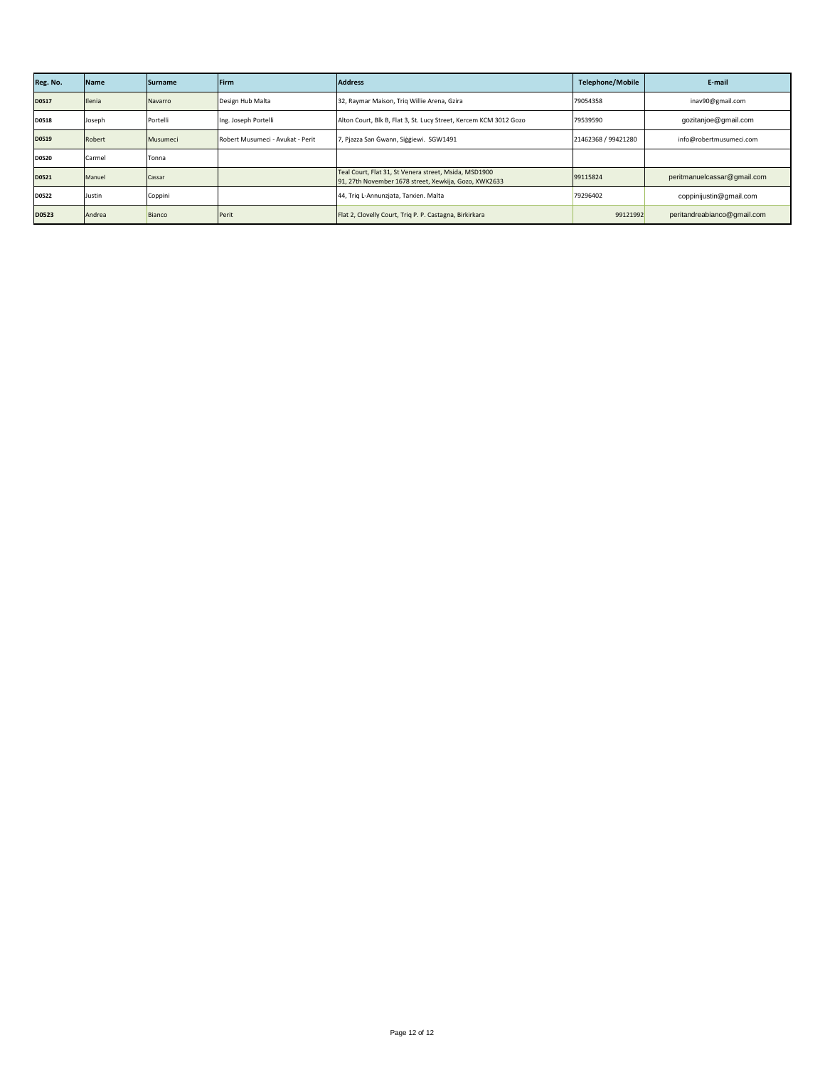| Reg. No. | Name | Surname | Firm | Address | Telephone/Mobile | E-mail |
|---|---|---|---|---|---|---|
| D0517 | Ilenia | Navarro | Design Hub Malta | 32, Raymar Maison, Triq Willie Arena, Gzira | 79054358 | inav90@gmail.com |
| D0518 | Joseph | Portelli | Ing. Joseph Portelli | Alton Court, Blk B, Flat 3, St. Lucy Street, Kercem KCM 3012 Gozo | 79539590 | gozitanjoe@gmail.com |
| D0519 | Robert | Musumeci | Robert Musumeci - Avukat - Perit | 7, Pjazza San Ġwann, Siġġiewi. SGW1491 | 21462368 / 99421280 | info@robertmusumeci.com |
| D0520 | Carmel | Tonna | | | | |
| D0521 | Manuel | Cassar | | Teal Court, Flat 31, St Venera street, Msida, MSD1900 91, 27th November 1678 street, Xewkija, Gozo, XWK2633 | 99115824 | peritmanuelcassar@gmail.com |
| D0522 | Justin | Coppini | | 44, Triq L-Annunzjata, Tarxien. Malta | 79296402 | coppinijustin@gmail.com |
| D0523 | Andrea | Bianco | Perit | Flat 2, Clovelly Court, Triq P. P. Castagna, Birkirkara | 99121992 | peritandreabianco@gmail.com |